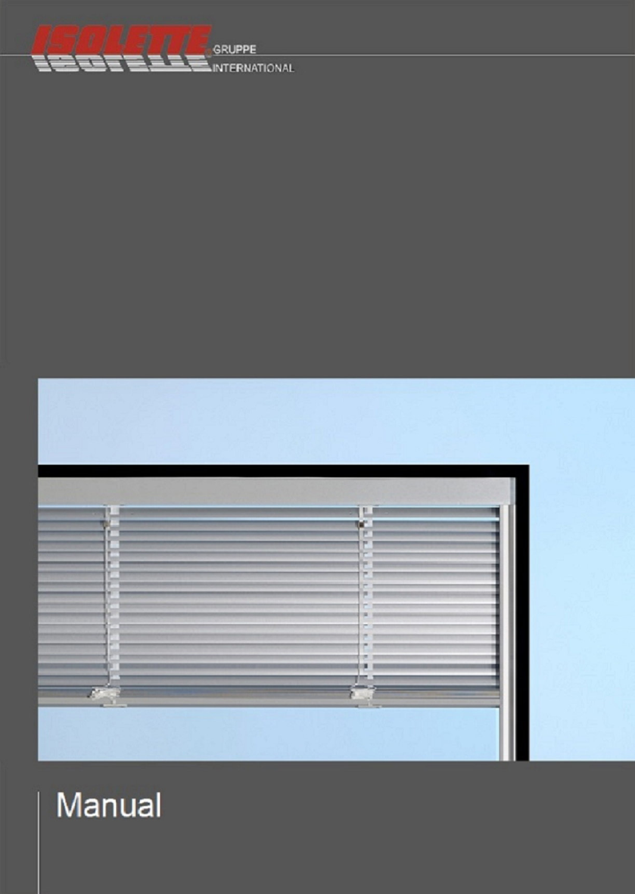ISOLETTE GRUPPE INTERNATIONAL

# Manual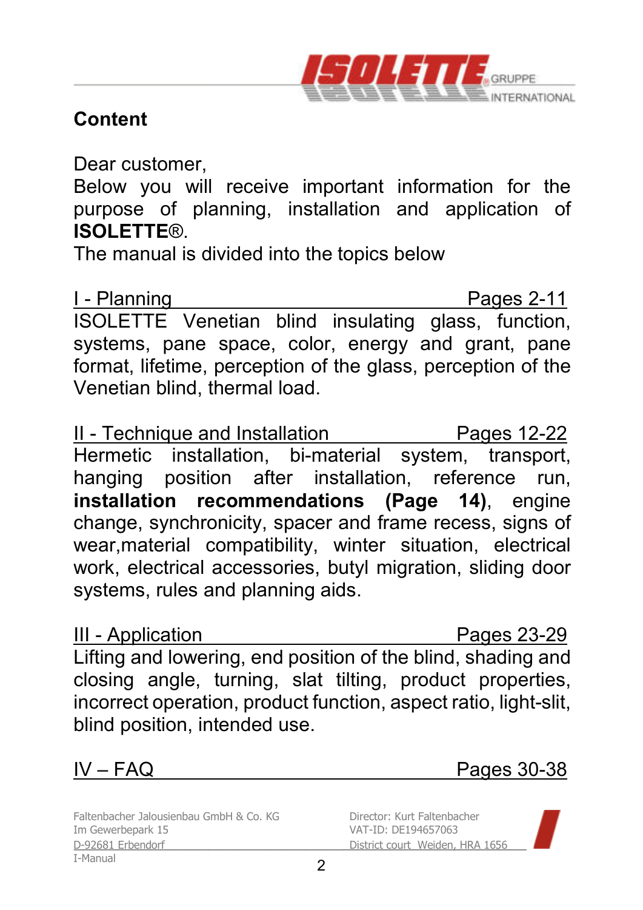## Content

Dear customer,
Below you will receive important information for the purpose of planning, installation and application of **ISOLETTE**®.
The manual is divided into the topics below

I - Planning — Pages 2-11

ISOLETTE Venetian blind insulating glass, function, systems, pane space, color, energy and grant, pane format, lifetime, perception of the glass, perception of the Venetian blind, thermal load.

II - Technique and Installation — Pages 12-22

Hermetic installation, bi-material system, transport, hanging position after installation, reference run, **installation recommendations (Page 14)**, engine change, synchronicity, spacer and frame recess, signs of wear,material compatibility, winter situation, electrical work, electrical accessories, butyl migration, sliding door systems, rules and planning aids.

III - Application — Pages 23-29

Lifting and lowering, end position of the blind, shading and closing angle, turning, slat tilting, product properties, incorrect operation, product function, aspect ratio, light-slit, blind position, intended use.

IV – FAQ — Pages 30-38

Faltenbacher Jalousienbau GmbH & Co. KG
Im Gewerbepark 15
D-92681 Erbendorf
I-Manual

Director: Kurt Faltenbacher
VAT-ID: DE194657063
District court Weiden, HRA 1656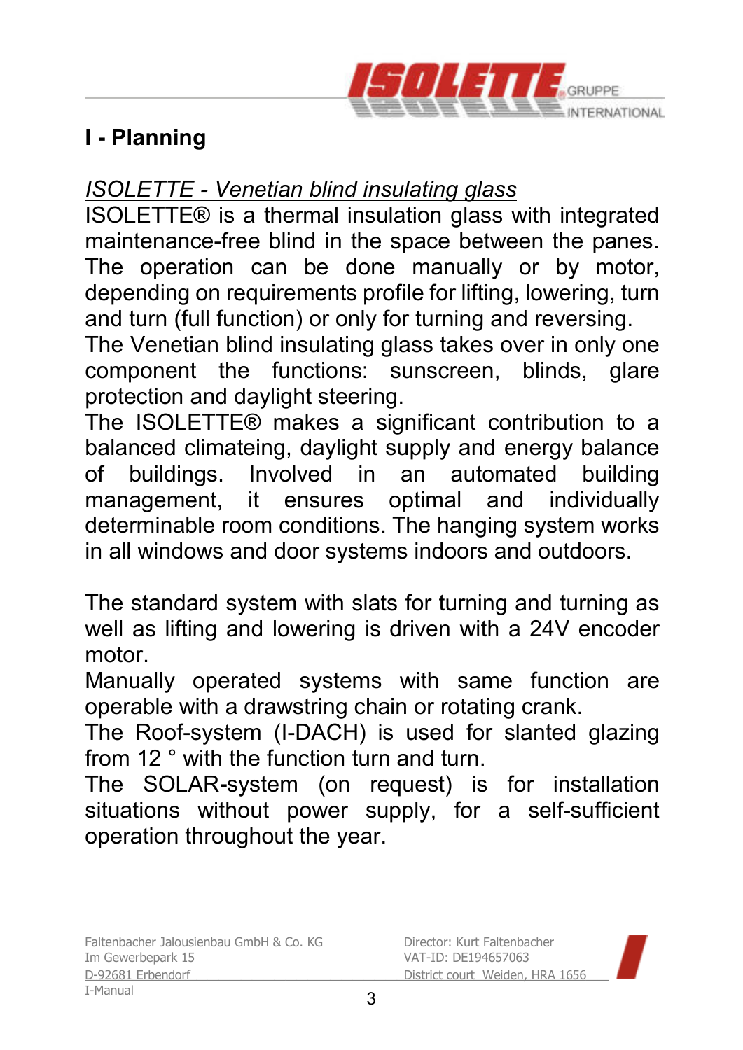# I - Planning

*ISOLETTE - Venetian blind insulating glass*

ISOLETTE® is a thermal insulation glass with integrated maintenance-free blind in the space between the panes. The operation can be done manually or by motor, depending on requirements profile for lifting, lowering, turn and turn (full function) or only for turning and reversing.
The Venetian blind insulating glass takes over in only one component the functions: sunscreen, blinds, glare protection and daylight steering.
The ISOLETTE® makes a significant contribution to a balanced climateing, daylight supply and energy balance of buildings. Involved in an automated building management, it ensures optimal and individually determinable room conditions. The hanging system works in all windows and door systems indoors and outdoors.

The standard system with slats for turning and turning as well as lifting and lowering is driven with a 24V encoder motor.
Manually operated systems with same function are operable with a drawstring chain or rotating crank.
The Roof-system (I-DACH) is used for slanted glazing from 12 ° with the function turn and turn.
The SOLAR-system (on request) is for installation situations without power supply, for a self-sufficient operation throughout the year.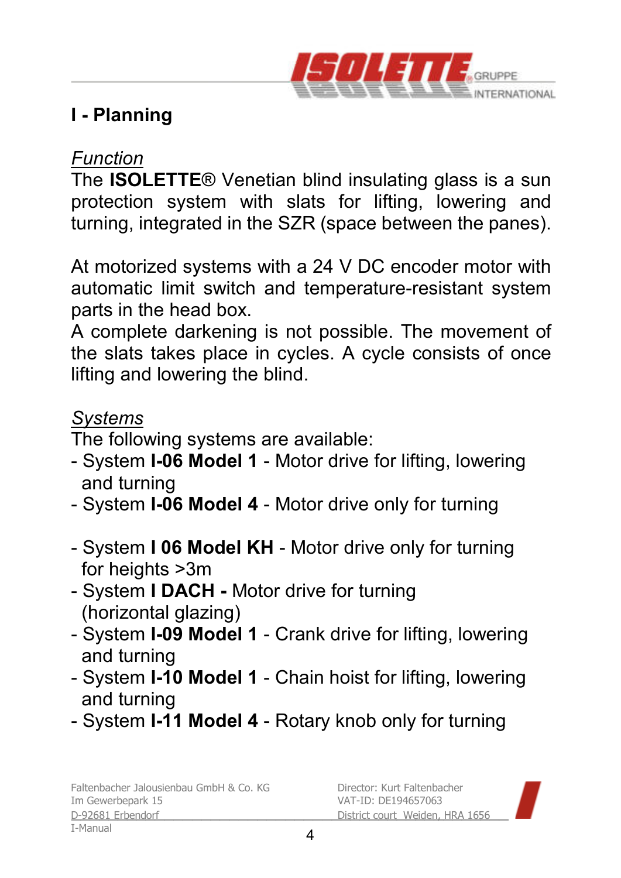# I - Planning

*Function*

The **ISOLETTE**® Venetian blind insulating glass is a sun protection system with slats for lifting, lowering and turning, integrated in the SZR (space between the panes).

At motorized systems with a 24 V DC encoder motor with automatic limit switch and temperature-resistant system parts in the head box.
A complete darkening is not possible. The movement of the slats takes place in cycles. A cycle consists of once lifting and lowering the blind.

*Systems*

The following systems are available:

- System **I-06 Model 1** - Motor drive for lifting, lowering and turning
- System **I-06 Model 4** - Motor drive only for turning

- System **I 06 Model KH** - Motor drive only for turning for heights >3m
- System **I DACH -** Motor drive for turning (horizontal glazing)
- System **I-09 Model 1** - Crank drive for lifting, lowering and turning
- System **I-10 Model 1** - Chain hoist for lifting, lowering and turning
- System **I-11 Model 4** - Rotary knob only for turning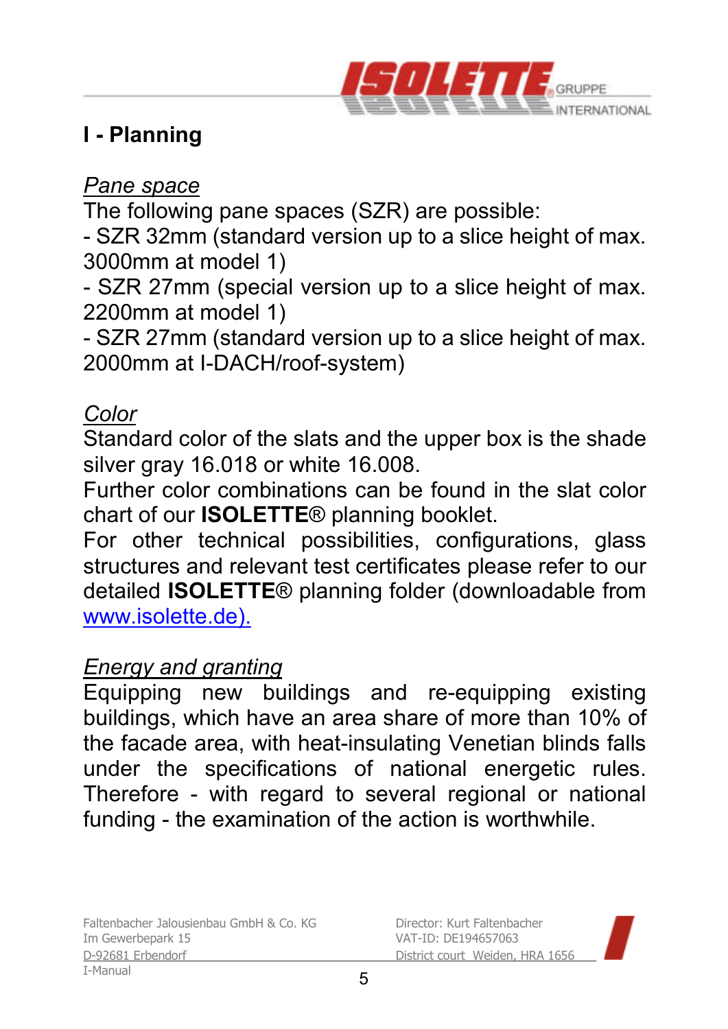# I - Planning

*Pane space*

The following pane spaces (SZR) are possible:

- SZR 32mm (standard version up to a slice height of max. 3000mm at model 1)
- SZR 27mm (special version up to a slice height of max. 2200mm at model 1)
- SZR 27mm (standard version up to a slice height of max. 2000mm at I-DACH/roof-system)

*Color*

Standard color of the slats and the upper box is the shade silver gray 16.018 or white 16.008.

Further color combinations can be found in the slat color chart of our **ISOLETTE**® planning booklet.

For other technical possibilities, configurations, glass structures and relevant test certificates please refer to our detailed **ISOLETTE**® planning folder (downloadable from www.isolette.de).

*Energy and granting*

Equipping new buildings and re-equipping existing buildings, which have an area share of more than 10% of the facade area, with heat-insulating Venetian blinds falls under the specifications of national energetic rules. Therefore - with regard to several regional or national funding - the examination of the action is worthwhile.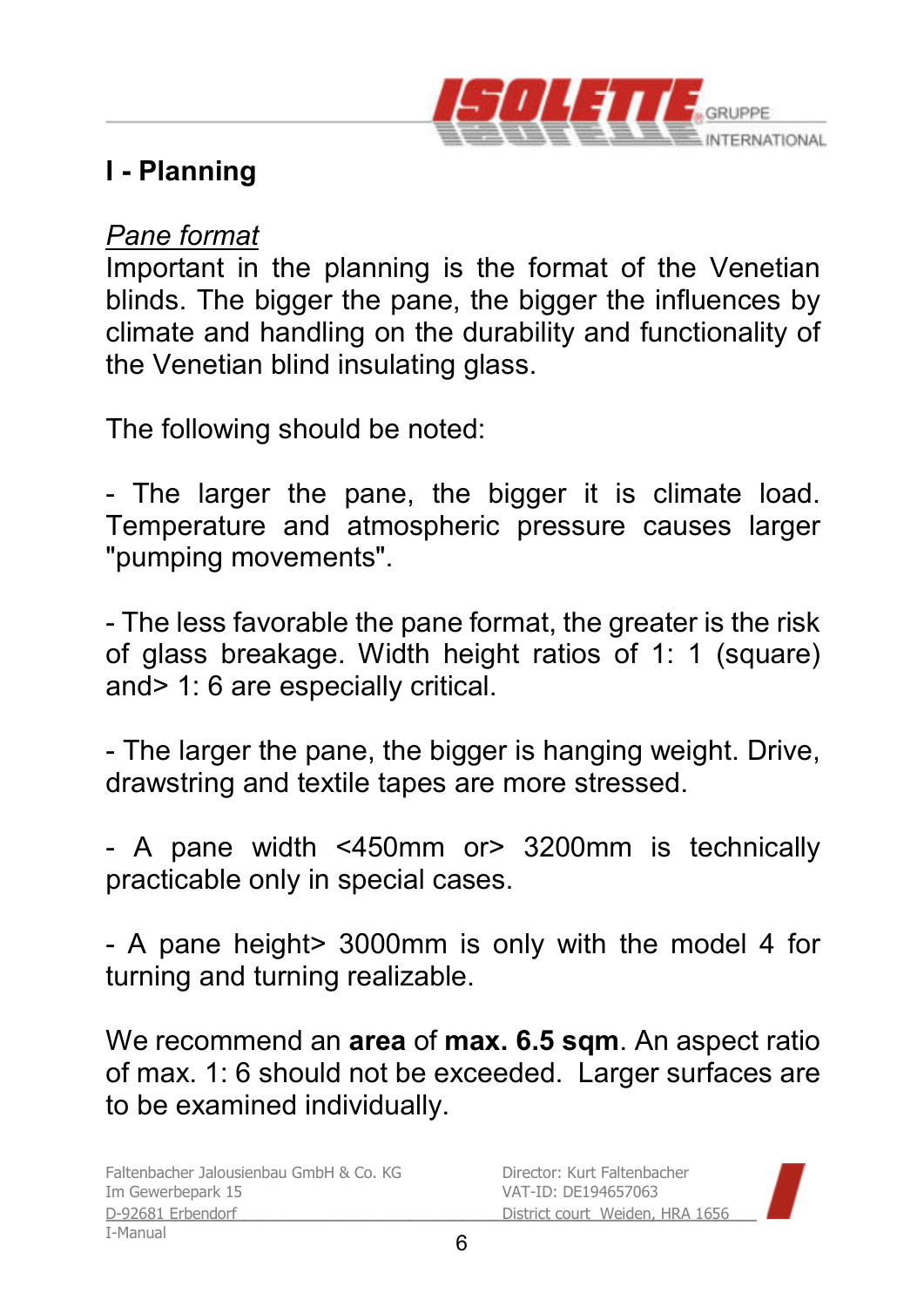# I - Planning

*Pane format*

Important in the planning is the format of the Venetian blinds. The bigger the pane, the bigger the influences by climate and handling on the durability and functionality of the Venetian blind insulating glass.

The following should be noted:

- The larger the pane, the bigger it is climate load. Temperature and atmospheric pressure causes larger "pumping movements".

- The less favorable the pane format, the greater is the risk of glass breakage. Width height ratios of 1: 1 (square) and> 1: 6 are especially critical.

- The larger the pane, the bigger is hanging weight. Drive, drawstring and textile tapes are more stressed.

- A pane width <450mm or> 3200mm is technically practicable only in special cases.

- A pane height> 3000mm is only with the model 4 for turning and turning realizable.

We recommend an **area** of **max. 6.5 sqm**. An aspect ratio of max. 1: 6 should not be exceeded. Larger surfaces are to be examined individually.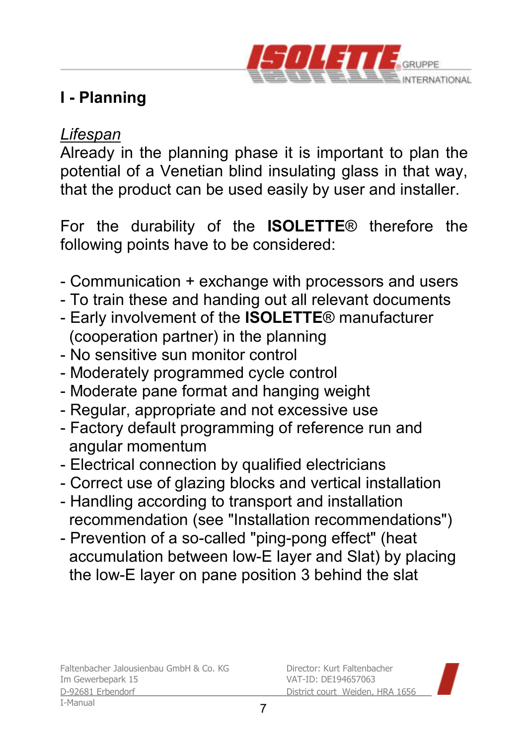# I - Planning

*Lifespan*

Already in the planning phase it is important to plan the potential of a Venetian blind insulating glass in that way, that the product can be used easily by user and installer.

For the durability of the **ISOLETTE**® therefore the following points have to be considered:

- Communication + exchange with processors and users
- To train these and handing out all relevant documents
- Early involvement of the **ISOLETTE**® manufacturer (cooperation partner) in the planning
- No sensitive sun monitor control
- Moderately programmed cycle control
- Moderate pane format and hanging weight
- Regular, appropriate and not excessive use
- Factory default programming of reference run and angular momentum
- Electrical connection by qualified electricians
- Correct use of glazing blocks and vertical installation
- Handling according to transport and installation recommendation (see "Installation recommendations")
- Prevention of a so-called "ping-pong effect" (heat accumulation between low-E layer and Slat) by placing the low-E layer on pane position 3 behind the slat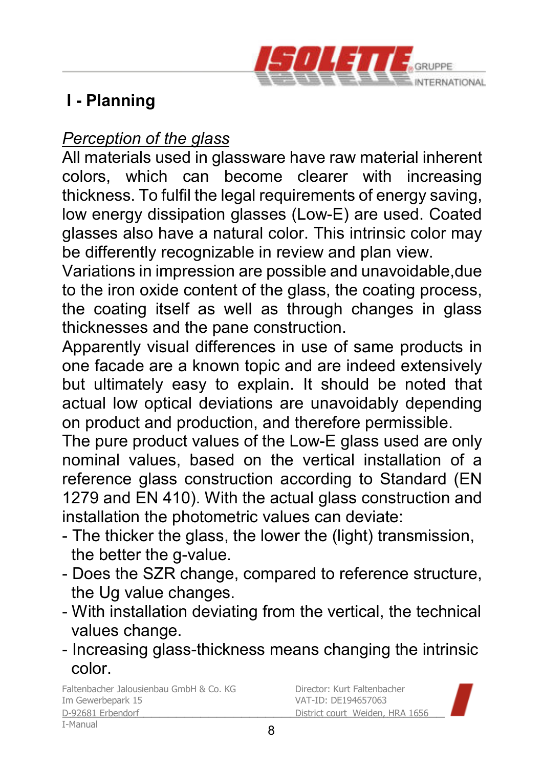# I - Planning

*Perception of the glass*

All materials used in glassware have raw material inherent colors, which can become clearer with increasing thickness. To fulfil the legal requirements of energy saving, low energy dissipation glasses (Low-E) are used. Coated glasses also have a natural color. This intrinsic color may be differently recognizable in review and plan view.

Variations in impression are possible and unavoidable,due to the iron oxide content of the glass, the coating process, the coating itself as well as through changes in glass thicknesses and the pane construction.

Apparently visual differences in use of same products in one facade are a known topic and are indeed extensively but ultimately easy to explain. It should be noted that actual low optical deviations are unavoidably depending on product and production, and therefore permissible.

The pure product values of the Low-E glass used are only nominal values, based on the vertical installation of a reference glass construction according to Standard (EN 1279 and EN 410). With the actual glass construction and installation the photometric values can deviate:

- The thicker the glass, the lower the (light) transmission, the better the g-value.
- Does the SZR change, compared to reference structure, the Ug value changes.
- With installation deviating from the vertical, the technical values change.
- Increasing glass-thickness means changing the intrinsic color.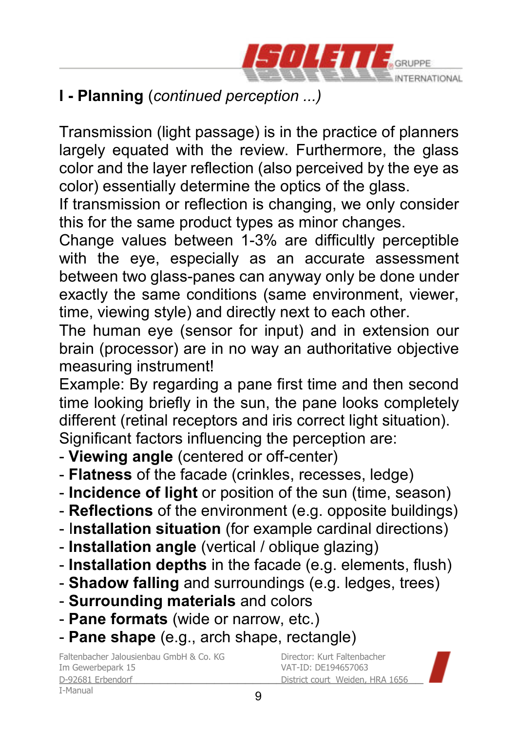## I - Planning (*continued perception ...)*

Transmission (light passage) is in the practice of planners largely equated with the review. Furthermore, the glass color and the layer reflection (also perceived by the eye as color) essentially determine the optics of the glass.
If transmission or reflection is changing, we only consider this for the same product types as minor changes.
Change values between 1-3% are difficultly perceptible with the eye, especially as an accurate assessment between two glass-panes can anyway only be done under exactly the same conditions (same environment, viewer, time, viewing style) and directly next to each other.
The human eye (sensor for input) and in extension our brain (processor) are in no way an authoritative objective measuring instrument!
Example: By regarding a pane first time and then second time looking briefly in the sun, the pane looks completely different (retinal receptors and iris correct light situation).
Significant factors influencing the perception are:

- **Viewing angle** (centered or off-center)
- **Flatness** of the facade (crinkles, recesses, ledge)
- **Incidence of light** or position of the sun (time, season)
- **Reflections** of the environment (e.g. opposite buildings)
- **Installation situation** (for example cardinal directions)
- **Installation angle** (vertical / oblique glazing)
- **Installation depths** in the facade (e.g. elements, flush)
- **Shadow falling** and surroundings (e.g. ledges, trees)
- **Surrounding materials** and colors
- **Pane formats** (wide or narrow, etc.)
- **Pane shape** (e.g., arch shape, rectangle)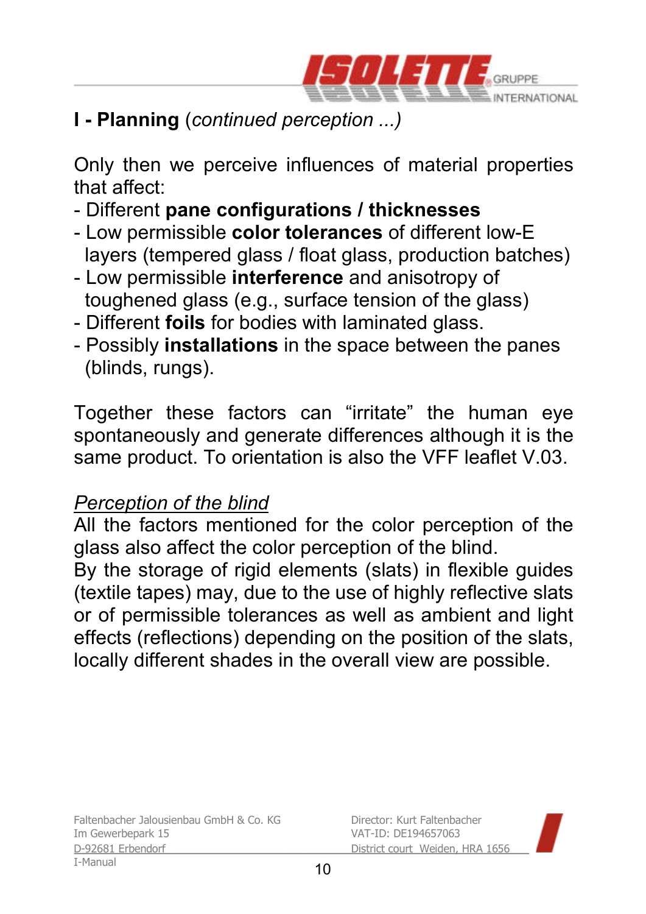## I - Planning (*continued perception ...)*

Only then we perceive influences of material properties that affect:

- Different **pane configurations / thicknesses**
- Low permissible **color tolerances** of different low-E layers (tempered glass / float glass, production batches)
- Low permissible **interference** and anisotropy of toughened glass (e.g., surface tension of the glass)
- Different **foils** for bodies with laminated glass.
- Possibly **installations** in the space between the panes (blinds, rungs).

Together these factors can “irritate” the human eye spontaneously and generate differences although it is the same product. To orientation is also the VFF leaflet V.03.

*Perception of the blind*

All the factors mentioned for the color perception of the glass also affect the color perception of the blind.
By the storage of rigid elements (slats) in flexible guides (textile tapes) may, due to the use of highly reflective slats or of permissible tolerances as well as ambient and light effects (reflections) depending on the position of the slats, locally different shades in the overall view are possible.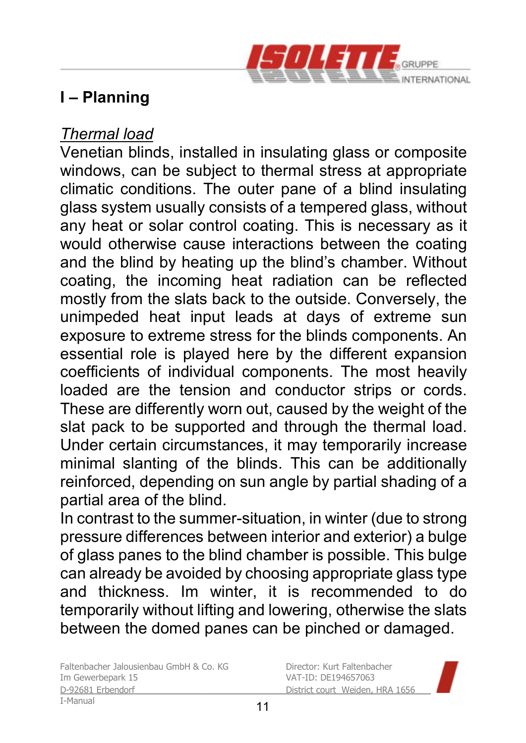# I – Planning

## *Thermal load*

Venetian blinds, installed in insulating glass or composite windows, can be subject to thermal stress at appropriate climatic conditions. The outer pane of a blind insulating glass system usually consists of a tempered glass, without any heat or solar control coating. This is necessary as it would otherwise cause interactions between the coating and the blind by heating up the blind's chamber. Without coating, the incoming heat radiation can be reflected mostly from the slats back to the outside. Conversely, the unimpeded heat input leads at days of extreme sun exposure to extreme stress for the blinds components. An essential role is played here by the different expansion coefficients of individual components. The most heavily loaded are the tension and conductor strips or cords. These are differently worn out, caused by the weight of the slat pack to be supported and through the thermal load. Under certain circumstances, it may temporarily increase minimal slanting of the blinds. This can be additionally reinforced, depending on sun angle by partial shading of a partial area of the blind.

In contrast to the summer-situation, in winter (due to strong pressure differences between interior and exterior) a bulge of glass panes to the blind chamber is possible. This bulge can already be avoided by choosing appropriate glass type and thickness. Im winter, it is recommended to do temporarily without lifting and lowering, otherwise the slats between the domed panes can be pinched or damaged.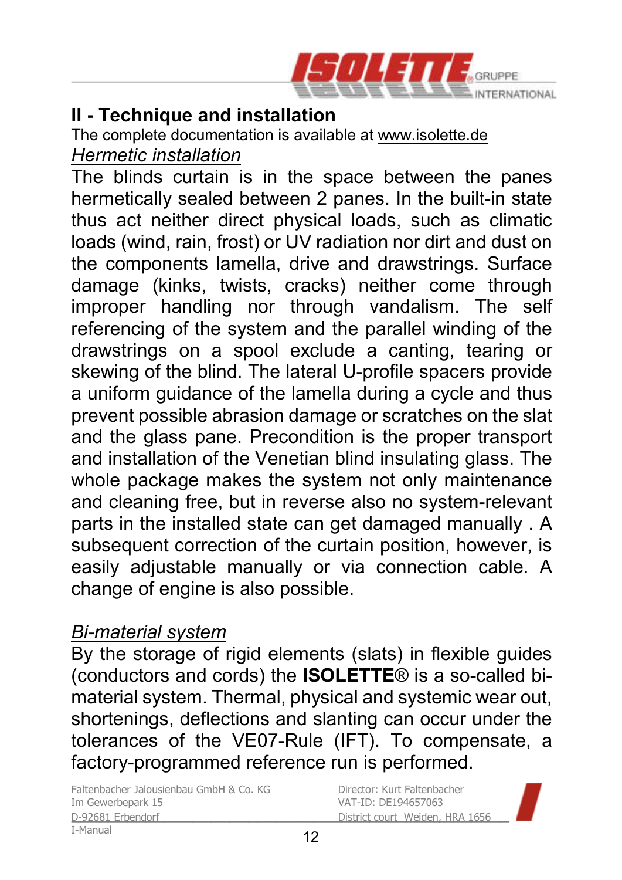## II - Technique and installation

The complete documentation is available at www.isolette.de

*Hermetic installation*

The blinds curtain is in the space between the panes hermetically sealed between 2 panes. In the built-in state thus act neither direct physical loads, such as climatic loads (wind, rain, frost) or UV radiation nor dirt and dust on the components lamella, drive and drawstrings. Surface damage (kinks, twists, cracks) neither come through improper handling nor through vandalism. The self referencing of the system and the parallel winding of the drawstrings on a spool exclude a canting, tearing or skewing of the blind. The lateral U-profile spacers provide a uniform guidance of the lamella during a cycle and thus prevent possible abrasion damage or scratches on the slat and the glass pane. Precondition is the proper transport and installation of the Venetian blind insulating glass. The whole package makes the system not only maintenance and cleaning free, but in reverse also no system-relevant parts in the installed state can get damaged manually . A subsequent correction of the curtain position, however, is easily adjustable manually or via connection cable. A change of engine is also possible.

*Bi-material system*

By the storage of rigid elements (slats) in flexible guides (conductors and cords) the **ISOLETTE**® is a so-called bi-material system. Thermal, physical and systemic wear out, shortenings, deflections and slanting can occur under the tolerances of the VE07-Rule (IFT). To compensate, a factory-programmed reference run is performed.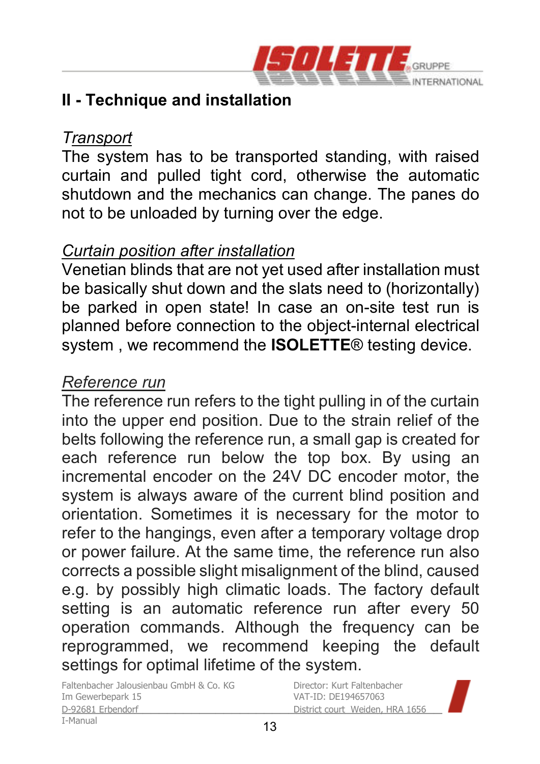## II - Technique and installation

*Transport*

The system has to be transported standing, with raised curtain and pulled tight cord, otherwise the automatic shutdown and the mechanics can change. The panes do not to be unloaded by turning over the edge.

*Curtain position after installation*

Venetian blinds that are not yet used after installation must be basically shut down and the slats need to (horizontally) be parked in open state! In case an on-site test run is planned before connection to the object-internal electrical system , we recommend the **ISOLETTE**® testing device.

*Reference run*

The reference run refers to the tight pulling in of the curtain into the upper end position. Due to the strain relief of the belts following the reference run, a small gap is created for each reference run below the top box. By using an incremental encoder on the 24V DC encoder motor, the system is always aware of the current blind position and orientation. Sometimes it is necessary for the motor to refer to the hangings, even after a temporary voltage drop or power failure. At the same time, the reference run also corrects a possible slight misalignment of the blind, caused e.g. by possibly high climatic loads. The factory default setting is an automatic reference run after every 50 operation commands. Although the frequency can be reprogrammed, we recommend keeping the default settings for optimal lifetime of the system.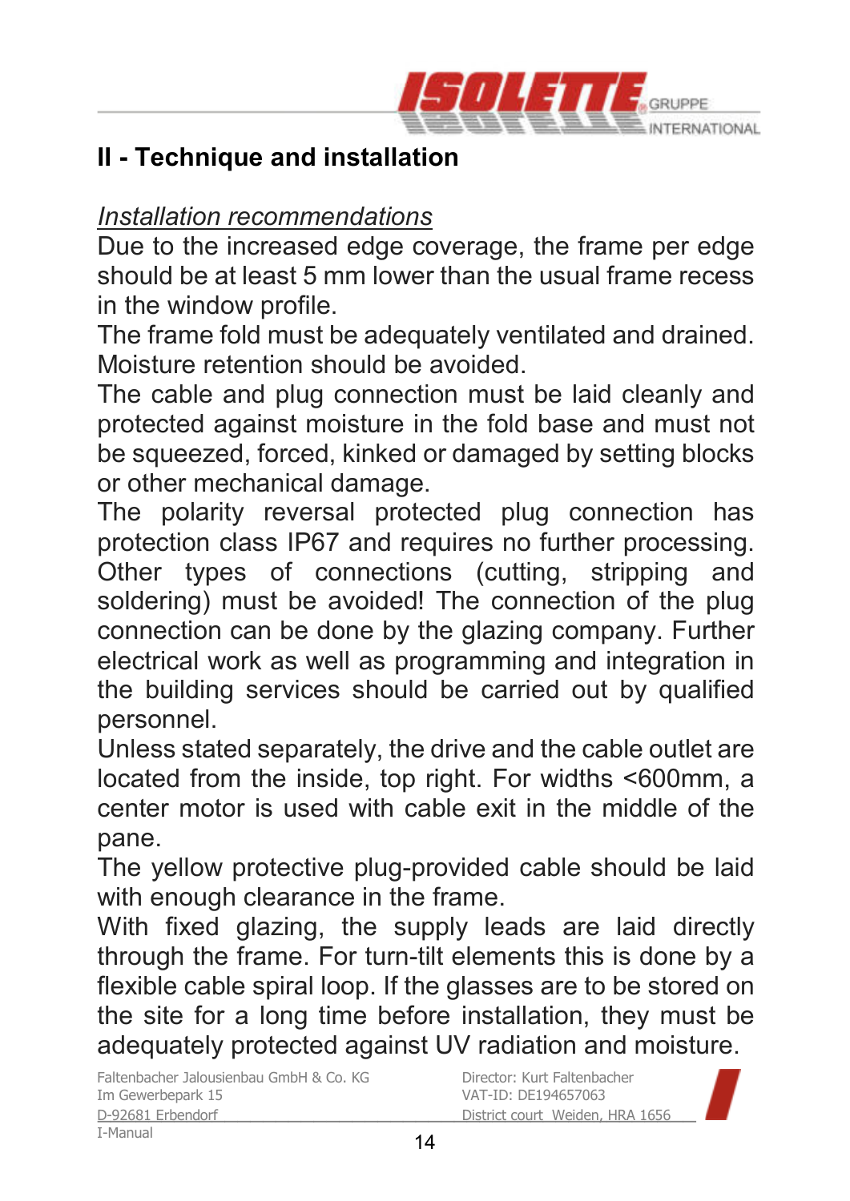## II - Technique and installation

*Installation recommendations*

Due to the increased edge coverage, the frame per edge should be at least 5 mm lower than the usual frame recess in the window profile.

The frame fold must be adequately ventilated and drained. Moisture retention should be avoided.

The cable and plug connection must be laid cleanly and protected against moisture in the fold base and must not be squeezed, forced, kinked or damaged by setting blocks or other mechanical damage.

The polarity reversal protected plug connection has protection class IP67 and requires no further processing. Other types of connections (cutting, stripping and soldering) must be avoided! The connection of the plug connection can be done by the glazing company. Further electrical work as well as programming and integration in the building services should be carried out by qualified personnel.

Unless stated separately, the drive and the cable outlet are located from the inside, top right. For widths <600mm, a center motor is used with cable exit in the middle of the pane.

The yellow protective plug-provided cable should be laid with enough clearance in the frame.

With fixed glazing, the supply leads are laid directly through the frame. For turn-tilt elements this is done by a flexible cable spiral loop. If the glasses are to be stored on the site for a long time before installation, they must be adequately protected against UV radiation and moisture.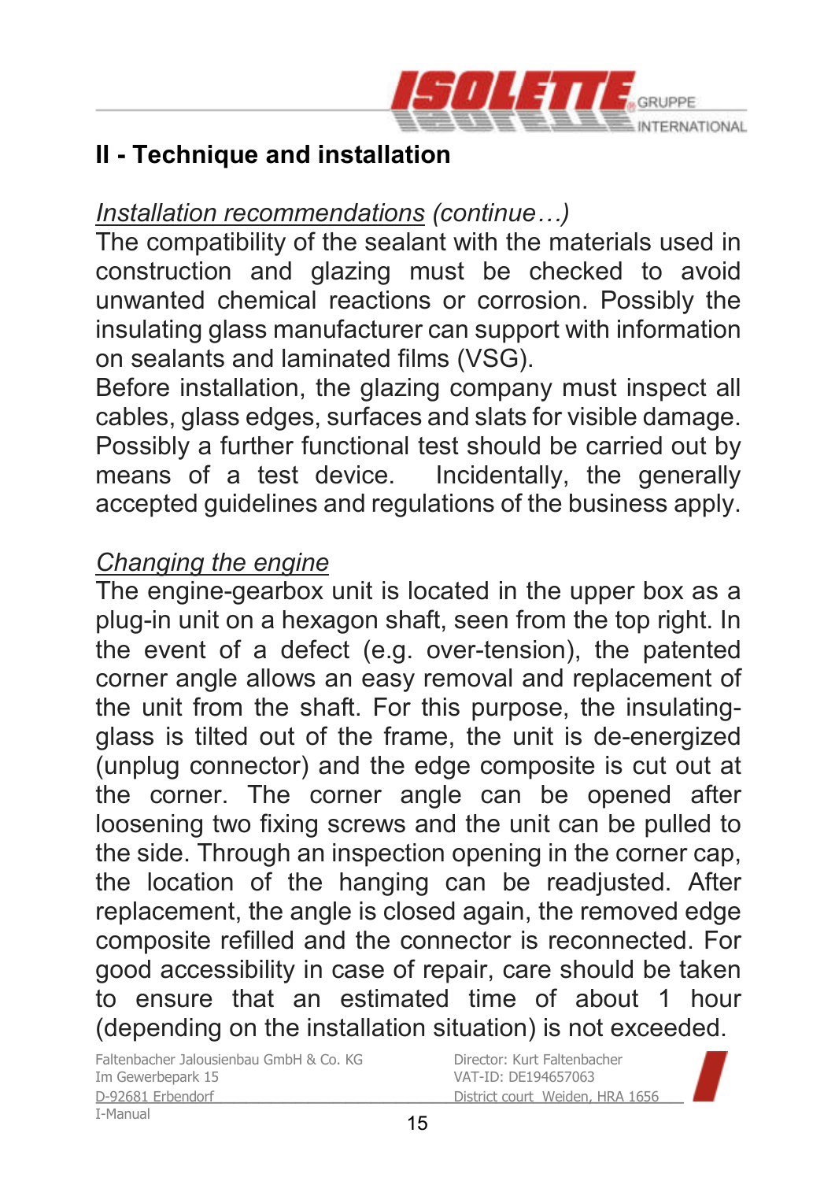## II - Technique and installation

*Installation recommendations (continue…)*
The compatibility of the sealant with the materials used in construction and glazing must be checked to avoid unwanted chemical reactions or corrosion. Possibly the insulating glass manufacturer can support with information on sealants and laminated films (VSG).
Before installation, the glazing company must inspect all cables, glass edges, surfaces and slats for visible damage. Possibly a further functional test should be carried out by means of a test device. Incidentally, the generally accepted guidelines and regulations of the business apply.

*Changing the engine*
The engine-gearbox unit is located in the upper box as a plug-in unit on a hexagon shaft, seen from the top right. In the event of a defect (e.g. over-tension), the patented corner angle allows an easy removal and replacement of the unit from the shaft. For this purpose, the insulating-glass is tilted out of the frame, the unit is de-energized (unplug connector) and the edge composite is cut out at the corner. The corner angle can be opened after loosening two fixing screws and the unit can be pulled to the side. Through an inspection opening in the corner cap, the location of the hanging can be readjusted. After replacement, the angle is closed again, the removed edge composite refilled and the connector is reconnected. For good accessibility in case of repair, care should be taken to ensure that an estimated time of about 1 hour (depending on the installation situation) is not exceeded.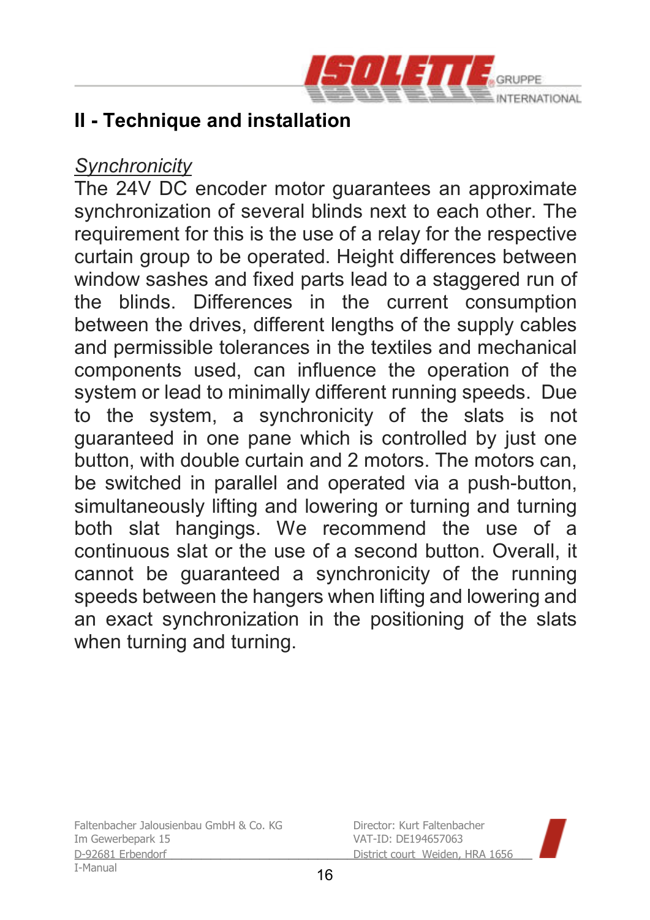## II - Technique and installation

*Synchronicity*

The 24V DC encoder motor guarantees an approximate synchronization of several blinds next to each other. The requirement for this is the use of a relay for the respective curtain group to be operated. Height differences between window sashes and fixed parts lead to a staggered run of the blinds. Differences in the current consumption between the drives, different lengths of the supply cables and permissible tolerances in the textiles and mechanical components used, can influence the operation of the system or lead to minimally different running speeds. Due to the system, a synchronicity of the slats is not guaranteed in one pane which is controlled by just one button, with double curtain and 2 motors. The motors can, be switched in parallel and operated via a push-button, simultaneously lifting and lowering or turning and turning both slat hangings. We recommend the use of a continuous slat or the use of a second button. Overall, it cannot be guaranteed a synchronicity of the running speeds between the hangers when lifting and lowering and an exact synchronization in the positioning of the slats when turning and turning.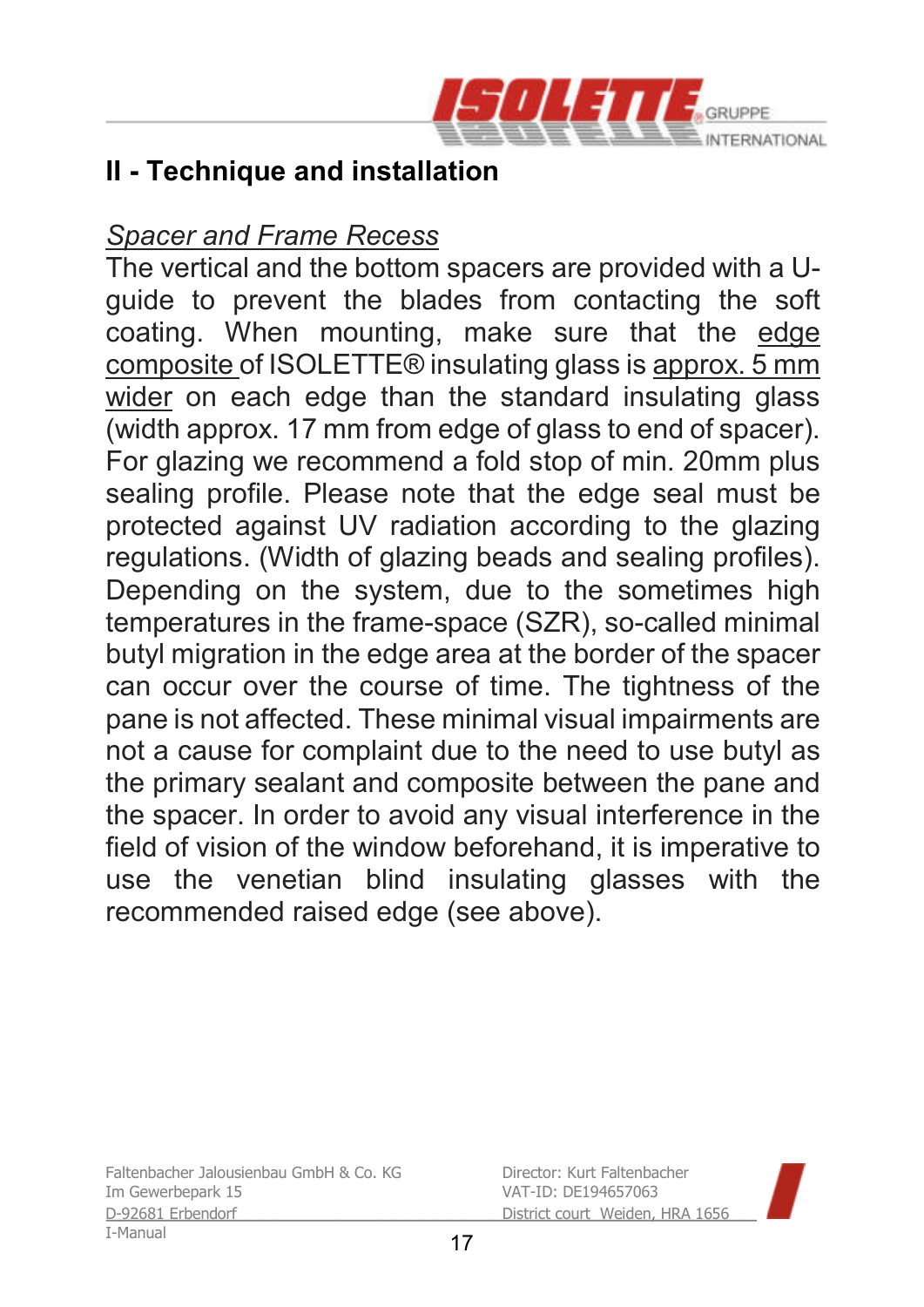## II - Technique and installation

*Spacer and Frame Recess*

The vertical and the bottom spacers are provided with a U-guide to prevent the blades from contacting the soft coating. When mounting, make sure that the edge composite of ISOLETTE® insulating glass is approx. 5 mm wider on each edge than the standard insulating glass (width approx. 17 mm from edge of glass to end of spacer). For glazing we recommend a fold stop of min. 20mm plus sealing profile. Please note that the edge seal must be protected against UV radiation according to the glazing regulations. (Width of glazing beads and sealing profiles). Depending on the system, due to the sometimes high temperatures in the frame-space (SZR), so-called minimal butyl migration in the edge area at the border of the spacer can occur over the course of time. The tightness of the pane is not affected. These minimal visual impairments are not a cause for complaint due to the need to use butyl as the primary sealant and composite between the pane and the spacer. In order to avoid any visual interference in the field of vision of the window beforehand, it is imperative to use the venetian blind insulating glasses with the recommended raised edge (see above).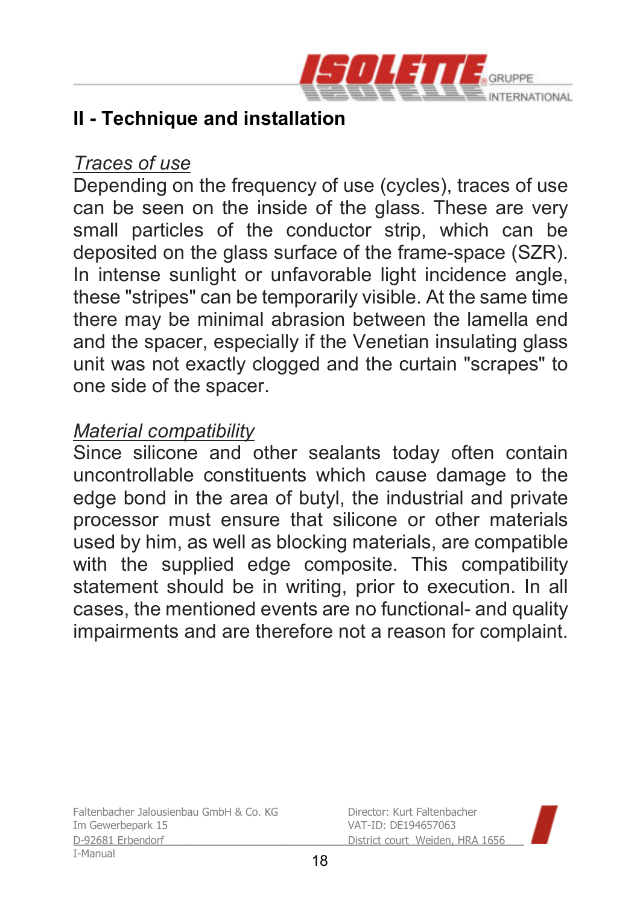## II - Technique and installation

*Traces of use*

Depending on the frequency of use (cycles), traces of use can be seen on the inside of the glass. These are very small particles of the conductor strip, which can be deposited on the glass surface of the frame-space (SZR). In intense sunlight or unfavorable light incidence angle, these "stripes" can be temporarily visible. At the same time there may be minimal abrasion between the lamella end and the spacer, especially if the Venetian insulating glass unit was not exactly clogged and the curtain "scrapes" to one side of the spacer.

*Material compatibility*

Since silicone and other sealants today often contain uncontrollable constituents which cause damage to the edge bond in the area of butyl, the industrial and private processor must ensure that silicone or other materials used by him, as well as blocking materials, are compatible with the supplied edge composite. This compatibility statement should be in writing, prior to execution. In all cases, the mentioned events are no functional- and quality impairments and are therefore not a reason for complaint.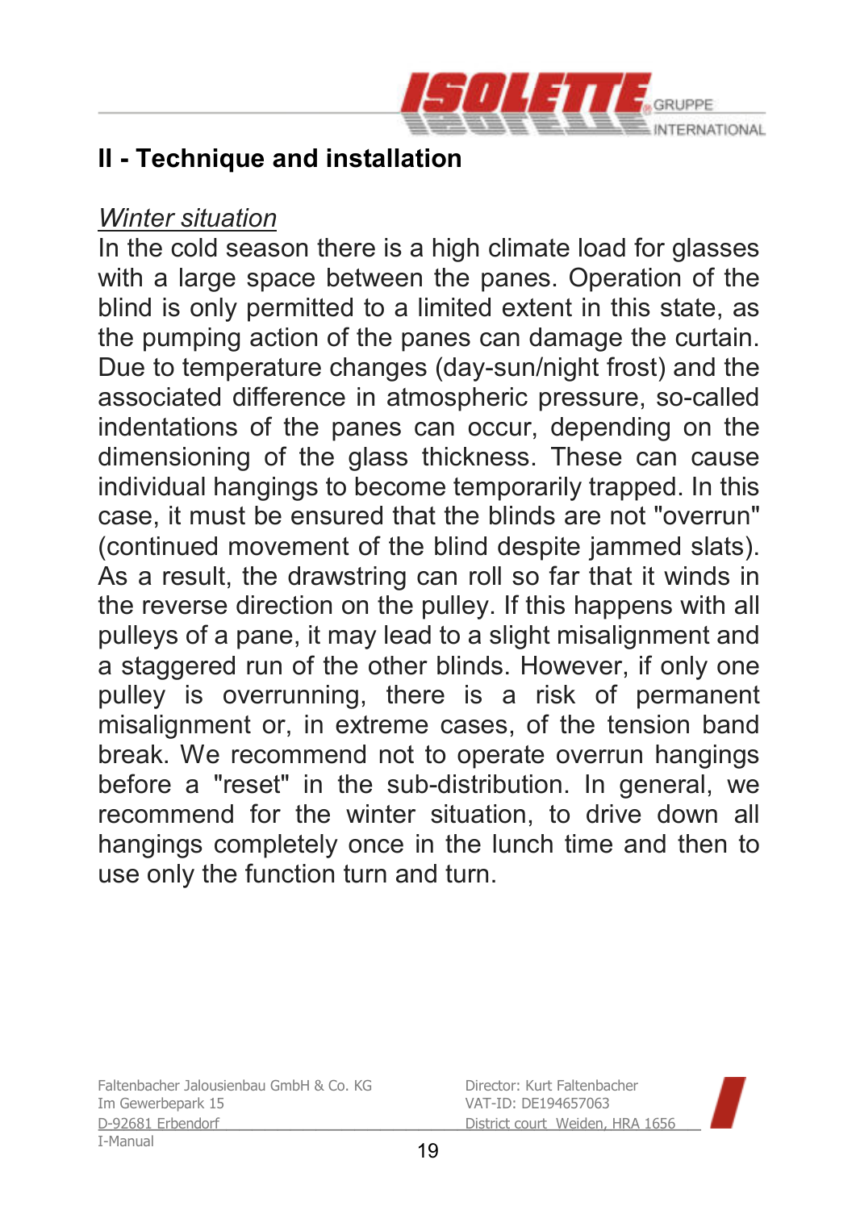## II - Technique and installation

*Winter situation*

In the cold season there is a high climate load for glasses with a large space between the panes. Operation of the blind is only permitted to a limited extent in this state, as the pumping action of the panes can damage the curtain. Due to temperature changes (day-sun/night frost) and the associated difference in atmospheric pressure, so-called indentations of the panes can occur, depending on the dimensioning of the glass thickness. These can cause individual hangings to become temporarily trapped. In this case, it must be ensured that the blinds are not "overrun" (continued movement of the blind despite jammed slats). As a result, the drawstring can roll so far that it winds in the reverse direction on the pulley. If this happens with all pulleys of a pane, it may lead to a slight misalignment and a staggered run of the other blinds. However, if only one pulley is overrunning, there is a risk of permanent misalignment or, in extreme cases, of the tension band break. We recommend not to operate overrun hangings before a "reset" in the sub-distribution. In general, we recommend for the winter situation, to drive down all hangings completely once in the lunch time and then to use only the function turn and turn.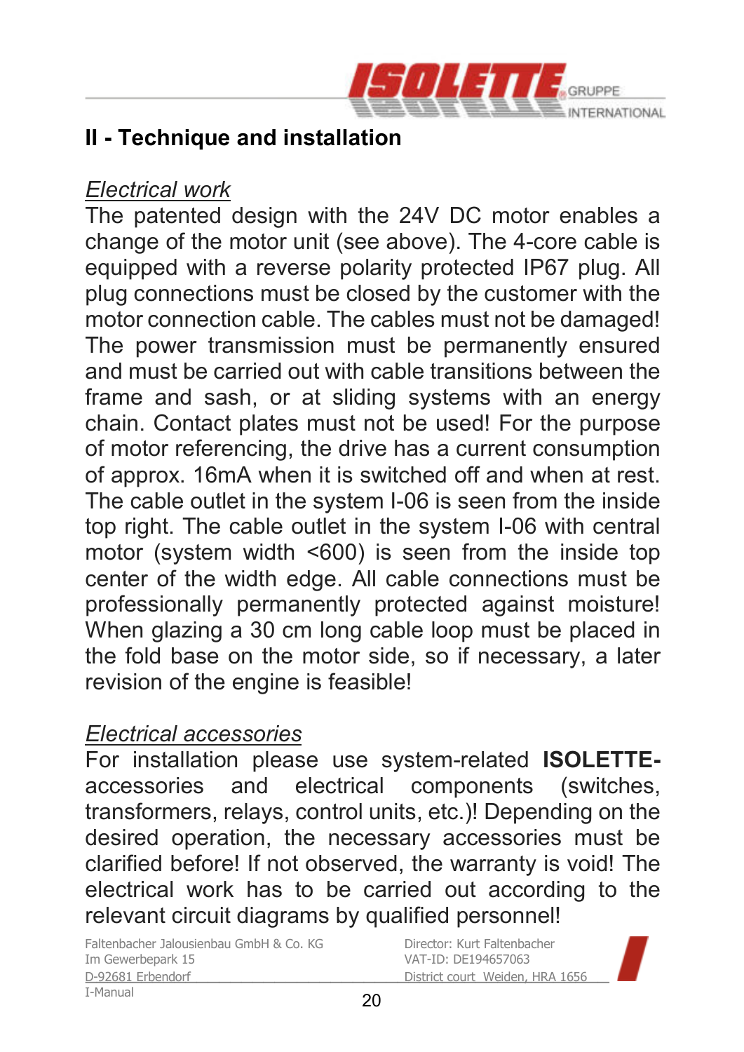## II - Technique and installation

### *Electrical work*

The patented design with the 24V DC motor enables a change of the motor unit (see above). The 4-core cable is equipped with a reverse polarity protected IP67 plug. All plug connections must be closed by the customer with the motor connection cable. The cables must not be damaged! The power transmission must be permanently ensured and must be carried out with cable transitions between the frame and sash, or at sliding systems with an energy chain. Contact plates must not be used! For the purpose of motor referencing, the drive has a current consumption of approx. 16mA when it is switched off and when at rest. The cable outlet in the system I-06 is seen from the inside top right. The cable outlet in the system I-06 with central motor (system width <600) is seen from the inside top center of the width edge. All cable connections must be professionally permanently protected against moisture! When glazing a 30 cm long cable loop must be placed in the fold base on the motor side, so if necessary, a later revision of the engine is feasible!

### *Electrical accessories*

For installation please use system-related **ISOLETTE-**accessories and electrical components (switches, transformers, relays, control units, etc.)! Depending on the desired operation, the necessary accessories must be clarified before! If not observed, the warranty is void! The electrical work has to be carried out according to the relevant circuit diagrams by qualified personnel!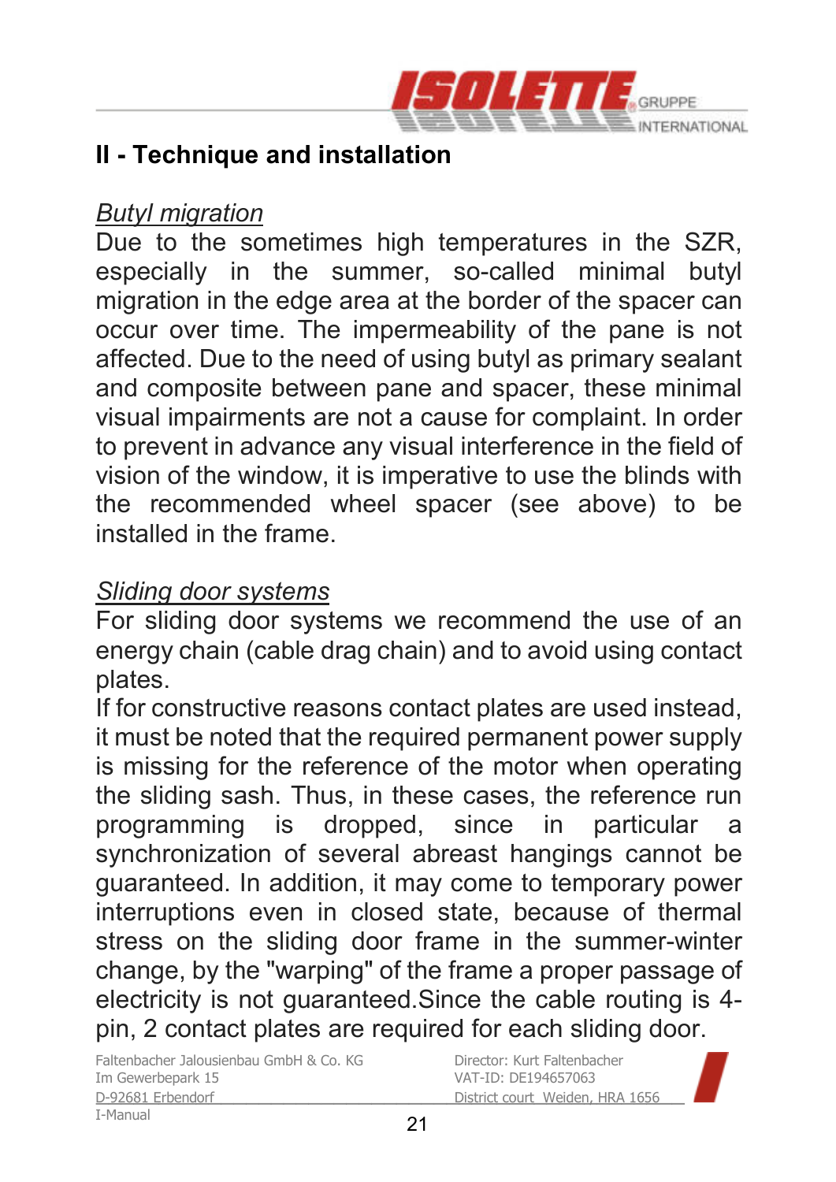## II - Technique and installation

*Butyl migration*

Due to the sometimes high temperatures in the SZR, especially in the summer, so-called minimal butyl migration in the edge area at the border of the spacer can occur over time. The impermeability of the pane is not affected. Due to the need of using butyl as primary sealant and composite between pane and spacer, these minimal visual impairments are not a cause for complaint. In order to prevent in advance any visual interference in the field of vision of the window, it is imperative to use the blinds with the recommended wheel spacer (see above) to be installed in the frame.

*Sliding door systems*

For sliding door systems we recommend the use of an energy chain (cable drag chain) and to avoid using contact plates.

If for constructive reasons contact plates are used instead, it must be noted that the required permanent power supply is missing for the reference of the motor when operating the sliding sash. Thus, in these cases, the reference run programming is dropped, since in particular a synchronization of several abreast hangings cannot be guaranteed. In addition, it may come to temporary power interruptions even in closed state, because of thermal stress on the sliding door frame in the summer-winter change, by the "warping" of the frame a proper passage of electricity is not guaranteed.Since the cable routing is 4-pin, 2 contact plates are required for each sliding door.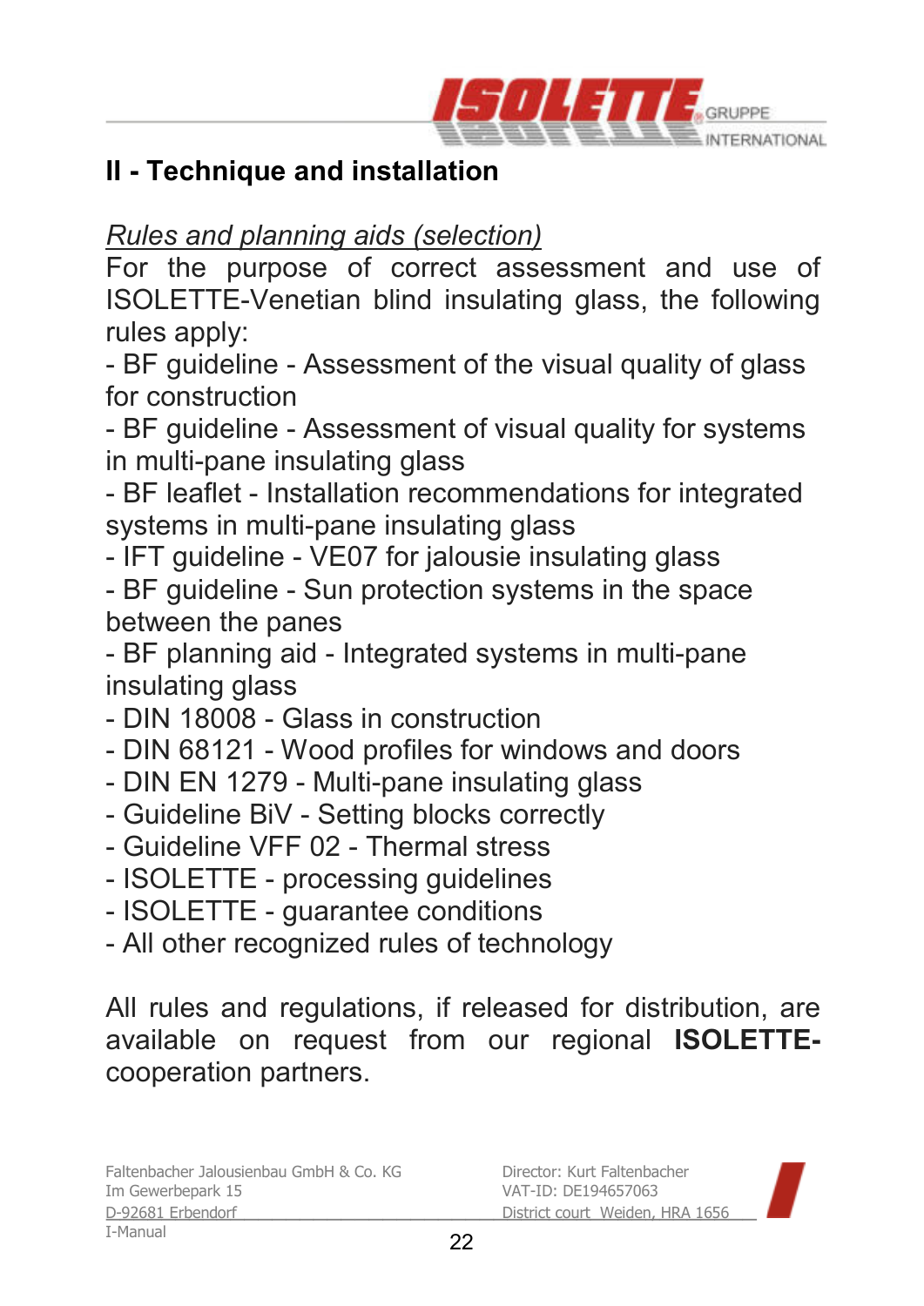## II - Technique and installation

*Rules and planning aids (selection)*

For the purpose of correct assessment and use of ISOLETTE-Venetian blind insulating glass, the following rules apply:

- BF guideline - Assessment of the visual quality of glass for construction
- BF guideline - Assessment of visual quality for systems in multi-pane insulating glass
- BF leaflet - Installation recommendations for integrated systems in multi-pane insulating glass
- IFT guideline - VE07 for jalousie insulating glass
- BF guideline - Sun protection systems in the space between the panes
- BF planning aid - Integrated systems in multi-pane insulating glass
- DIN 18008 - Glass in construction
- DIN 68121 - Wood profiles for windows and doors
- DIN EN 1279 - Multi-pane insulating glass
- Guideline BiV - Setting blocks correctly
- Guideline VFF 02 - Thermal stress
- ISOLETTE - processing guidelines
- ISOLETTE - guarantee conditions
- All other recognized rules of technology

All rules and regulations, if released for distribution, are available on request from our regional **ISOLETTE-** cooperation partners.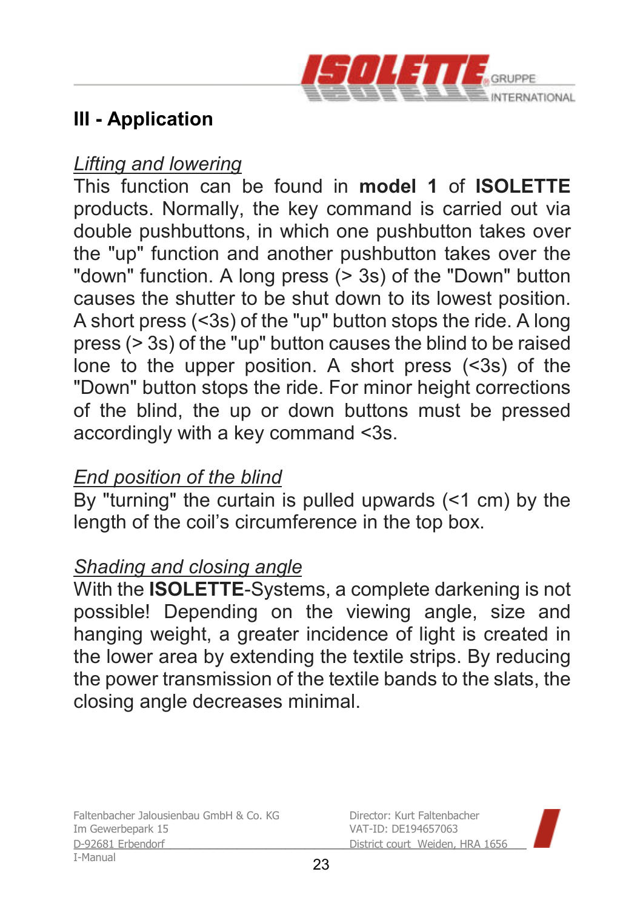## III - Application

*Lifting and lowering*

This function can be found in **model 1** of **ISOLETTE** products. Normally, the key command is carried out via double pushbuttons, in which one pushbutton takes over the "up" function and another pushbutton takes over the "down" function. A long press (> 3s) of the "Down" button causes the shutter to be shut down to its lowest position. A short press (<3s) of the "up" button stops the ride. A long press (> 3s) of the "up" button causes the blind to be raised lone to the upper position. A short press (<3s) of the "Down" button stops the ride. For minor height corrections of the blind, the up or down buttons must be pressed accordingly with a key command <3s.

*End position of the blind*

By "turning" the curtain is pulled upwards (<1 cm) by the length of the coil's circumference in the top box.

*Shading and closing angle*

With the **ISOLETTE**-Systems, a complete darkening is not possible! Depending on the viewing angle, size and hanging weight, a greater incidence of light is created in the lower area by extending the textile strips. By reducing the power transmission of the textile bands to the slats, the closing angle decreases minimal.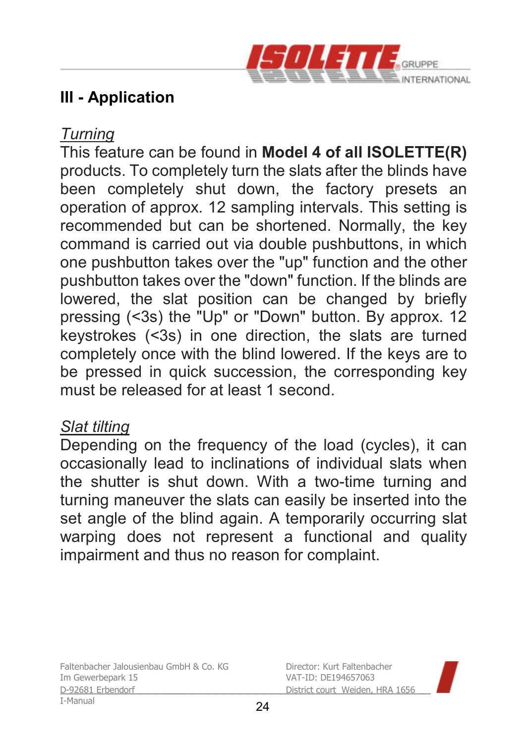## III - Application

*Turning*

This feature can be found in **Model 4 of all ISOLETTE(R)** products. To completely turn the slats after the blinds have been completely shut down, the factory presets an operation of approx. 12 sampling intervals. This setting is recommended but can be shortened. Normally, the key command is carried out via double pushbuttons, in which one pushbutton takes over the "up" function and the other pushbutton takes over the "down" function. If the blinds are lowered, the slat position can be changed by briefly pressing (<3s) the "Up" or "Down" button. By approx. 12 keystrokes (<3s) in one direction, the slats are turned completely once with the blind lowered. If the keys are to be pressed in quick succession, the corresponding key must be released for at least 1 second.

*Slat tilting*

Depending on the frequency of the load (cycles), it can occasionally lead to inclinations of individual slats when the shutter is shut down. With a two-time turning and turning maneuver the slats can easily be inserted into the set angle of the blind again. A temporarily occurring slat warping does not represent a functional and quality impairment and thus no reason for complaint.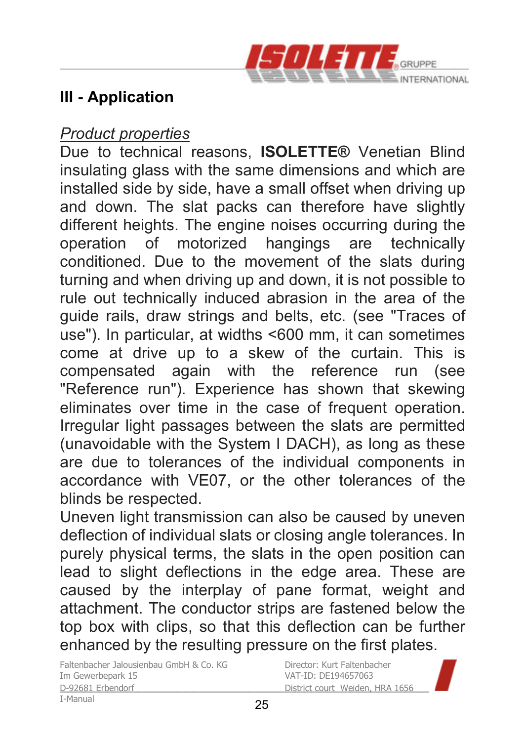# III - Application

*Product properties*

Due to technical reasons, **ISOLETTE®** Venetian Blind insulating glass with the same dimensions and which are installed side by side, have a small offset when driving up and down. The slat packs can therefore have slightly different heights. The engine noises occurring during the operation of motorized hangings are technically conditioned. Due to the movement of the slats during turning and when driving up and down, it is not possible to rule out technically induced abrasion in the area of the guide rails, draw strings and belts, etc. (see "Traces of use"). In particular, at widths <600 mm, it can sometimes come at drive up to a skew of the curtain. This is compensated again with the reference run (see "Reference run"). Experience has shown that skewing eliminates over time in the case of frequent operation. Irregular light passages between the slats are permitted (unavoidable with the System I DACH), as long as these are due to tolerances of the individual components in accordance with VE07, or the other tolerances of the blinds be respected.

Uneven light transmission can also be caused by uneven deflection of individual slats or closing angle tolerances. In purely physical terms, the slats in the open position can lead to slight deflections in the edge area. These are caused by the interplay of pane format, weight and attachment. The conductor strips are fastened below the top box with clips, so that this deflection can be further enhanced by the resulting pressure on the first plates.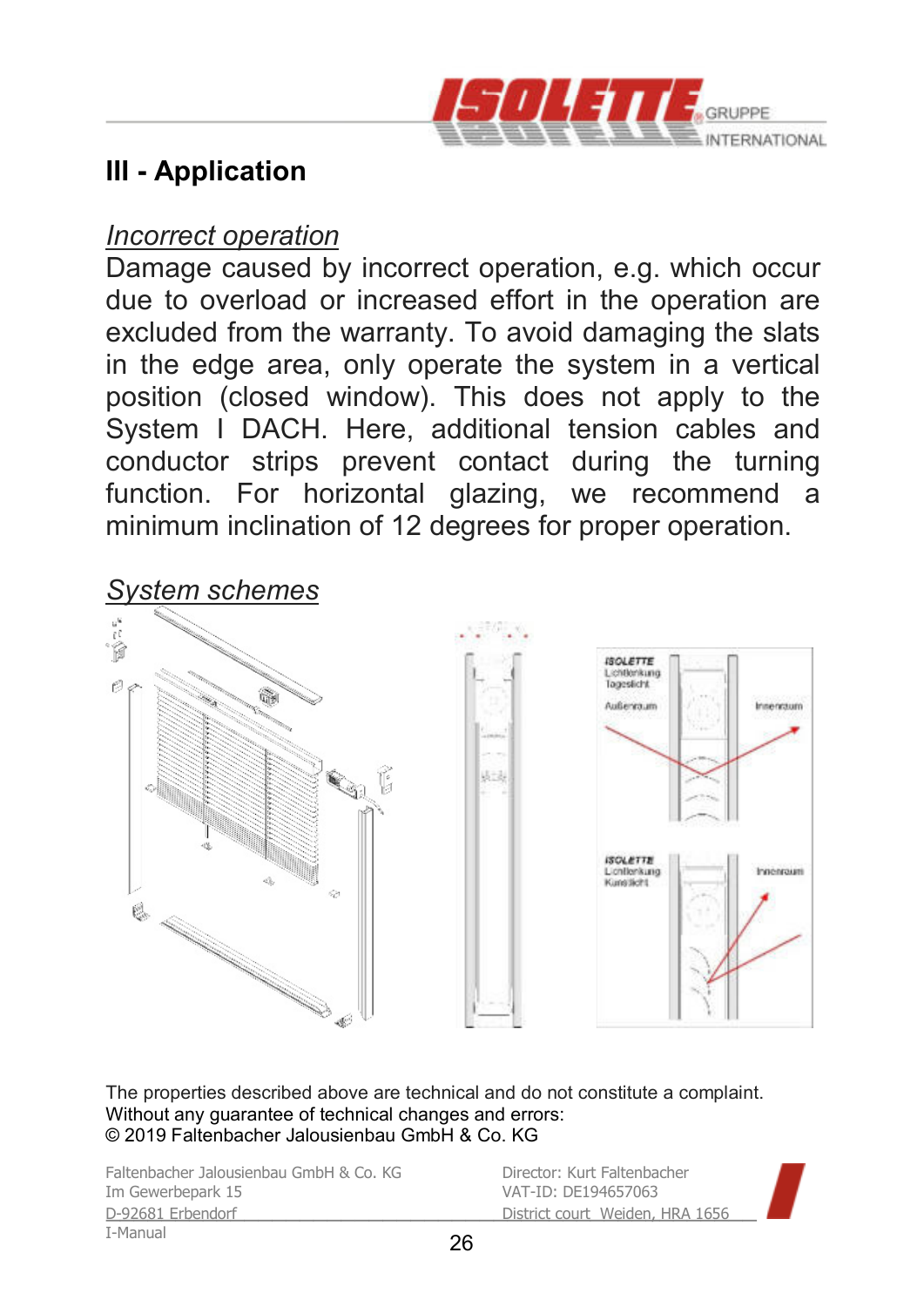## III - Application

*Incorrect operation*

Damage caused by incorrect operation, e.g. which occur due to overload or increased effort in the operation are excluded from the warranty. To avoid damaging the slats in the edge area, only operate the system in a vertical position (closed window). This does not apply to the System I DACH. Here, additional tension cables and conductor strips prevent contact during the turning function. For horizontal glazing, we recommend a minimum inclination of 12 degrees for proper operation.

*System schemes*

The properties described above are technical and do not constitute a complaint.
Without any guarantee of technical changes and errors:
© 2019 Faltenbacher Jalousienbau GmbH & Co. KG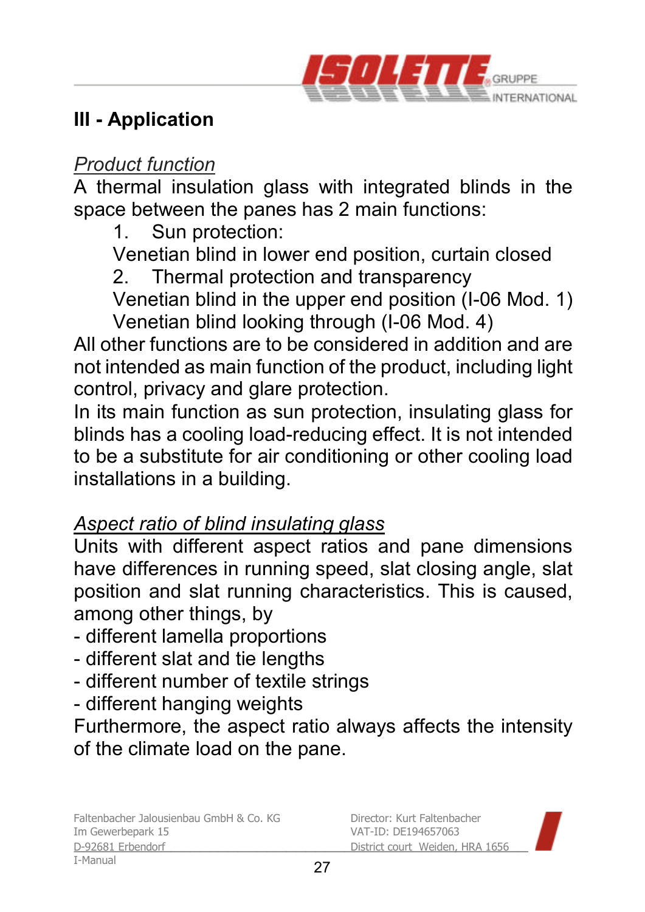# III - Application

*Product function*

A thermal insulation glass with integrated blinds in the space between the panes has 2 main functions:

1. Sun protection:
   Venetian blind in lower end position, curtain closed
2. Thermal protection and transparency
   Venetian blind in the upper end position (I-06 Mod. 1)
   Venetian blind looking through (I-06 Mod. 4)

All other functions are to be considered in addition and are not intended as main function of the product, including light control, privacy and glare protection.

In its main function as sun protection, insulating glass for blinds has a cooling load-reducing effect. It is not intended to be a substitute for air conditioning or other cooling load installations in a building.

*Aspect ratio of blind insulating glass*

Units with different aspect ratios and pane dimensions have differences in running speed, slat closing angle, slat position and slat running characteristics. This is caused, among other things, by

- different lamella proportions
- different slat and tie lengths
- different number of textile strings
- different hanging weights

Furthermore, the aspect ratio always affects the intensity of the climate load on the pane.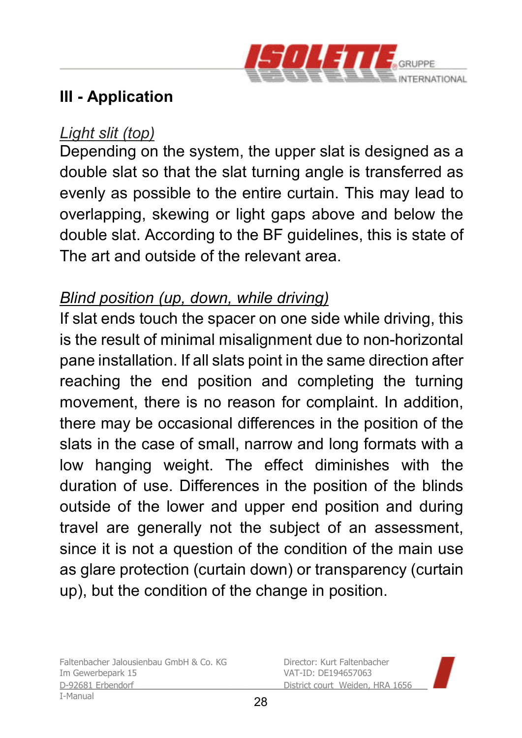## III - Application

*Light slit (top)*

Depending on the system, the upper slat is designed as a double slat so that the slat turning angle is transferred as evenly as possible to the entire curtain. This may lead to overlapping, skewing or light gaps above and below the double slat. According to the BF guidelines, this is state of The art and outside of the relevant area.

*Blind position (up, down, while driving)*

If slat ends touch the spacer on one side while driving, this is the result of minimal misalignment due to non-horizontal pane installation. If all slats point in the same direction after reaching the end position and completing the turning movement, there is no reason for complaint. In addition, there may be occasional differences in the position of the slats in the case of small, narrow and long formats with a low hanging weight. The effect diminishes with the duration of use. Differences in the position of the blinds outside of the lower and upper end position and during travel are generally not the subject of an assessment, since it is not a question of the condition of the main use as glare protection (curtain down) or transparency (curtain up), but the condition of the change in position.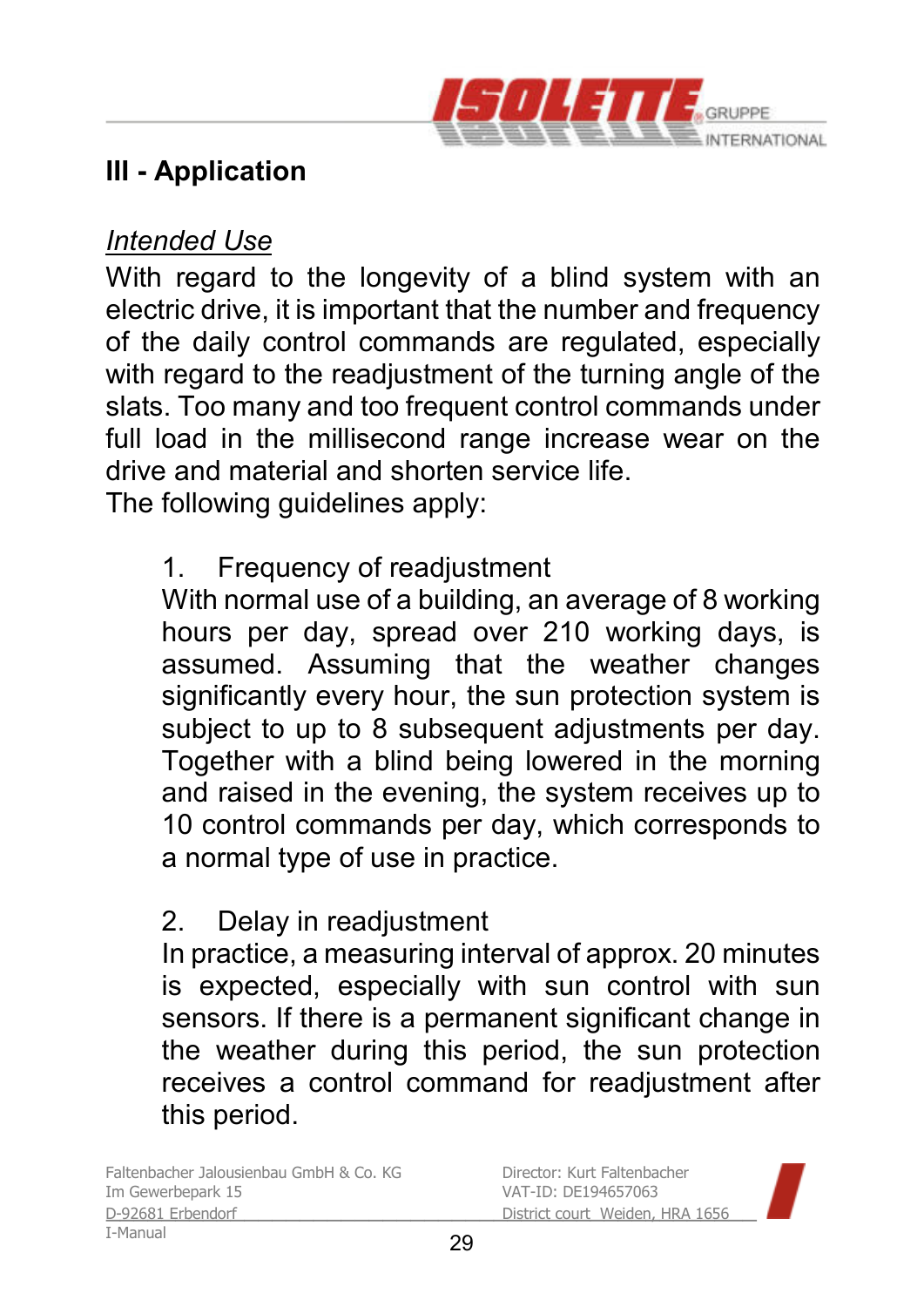## III - Application

*Intended Use*

With regard to the longevity of a blind system with an electric drive, it is important that the number and frequency of the daily control commands are regulated, especially with regard to the readjustment of the turning angle of the slats. Too many and too frequent control commands under full load in the millisecond range increase wear on the drive and material and shorten service life.
The following guidelines apply:

1. Frequency of readjustment
   With normal use of a building, an average of 8 working hours per day, spread over 210 working days, is assumed. Assuming that the weather changes significantly every hour, the sun protection system is subject to up to 8 subsequent adjustments per day. Together with a blind being lowered in the morning and raised in the evening, the system receives up to 10 control commands per day, which corresponds to a normal type of use in practice.

2. Delay in readjustment
   In practice, a measuring interval of approx. 20 minutes is expected, especially with sun control with sun sensors. If there is a permanent significant change in the weather during this period, the sun protection receives a control command for readjustment after this period.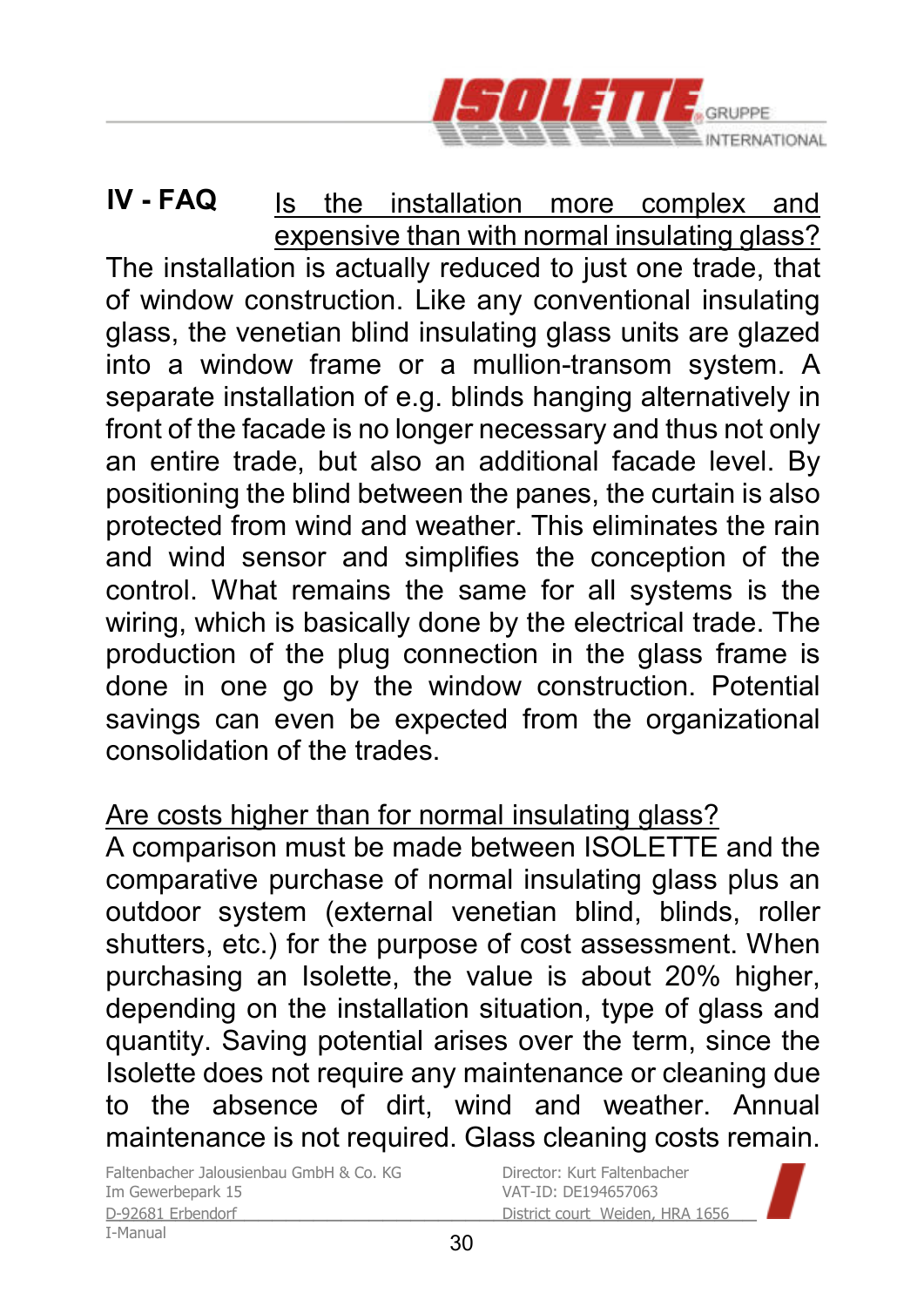## IV - FAQ

<u>Is the installation more complex and expensive than with normal insulating glass?</u>

The installation is actually reduced to just one trade, that of window construction. Like any conventional insulating glass, the venetian blind insulating glass units are glazed into a window frame or a mullion-transom system. A separate installation of e.g. blinds hanging alternatively in front of the facade is no longer necessary and thus not only an entire trade, but also an additional facade level. By positioning the blind between the panes, the curtain is also protected from wind and weather. This eliminates the rain and wind sensor and simplifies the conception of the control. What remains the same for all systems is the wiring, which is basically done by the electrical trade. The production of the plug connection in the glass frame is done in one go by the window construction. Potential savings can even be expected from the organizational consolidation of the trades.

<u>Are costs higher than for normal insulating glass?</u>

A comparison must be made between ISOLETTE and the comparative purchase of normal insulating glass plus an outdoor system (external venetian blind, blinds, roller shutters, etc.) for the purpose of cost assessment. When purchasing an Isolette, the value is about 20% higher, depending on the installation situation, type of glass and quantity. Saving potential arises over the term, since the Isolette does not require any maintenance or cleaning due to the absence of dirt, wind and weather. Annual maintenance is not required. Glass cleaning costs remain.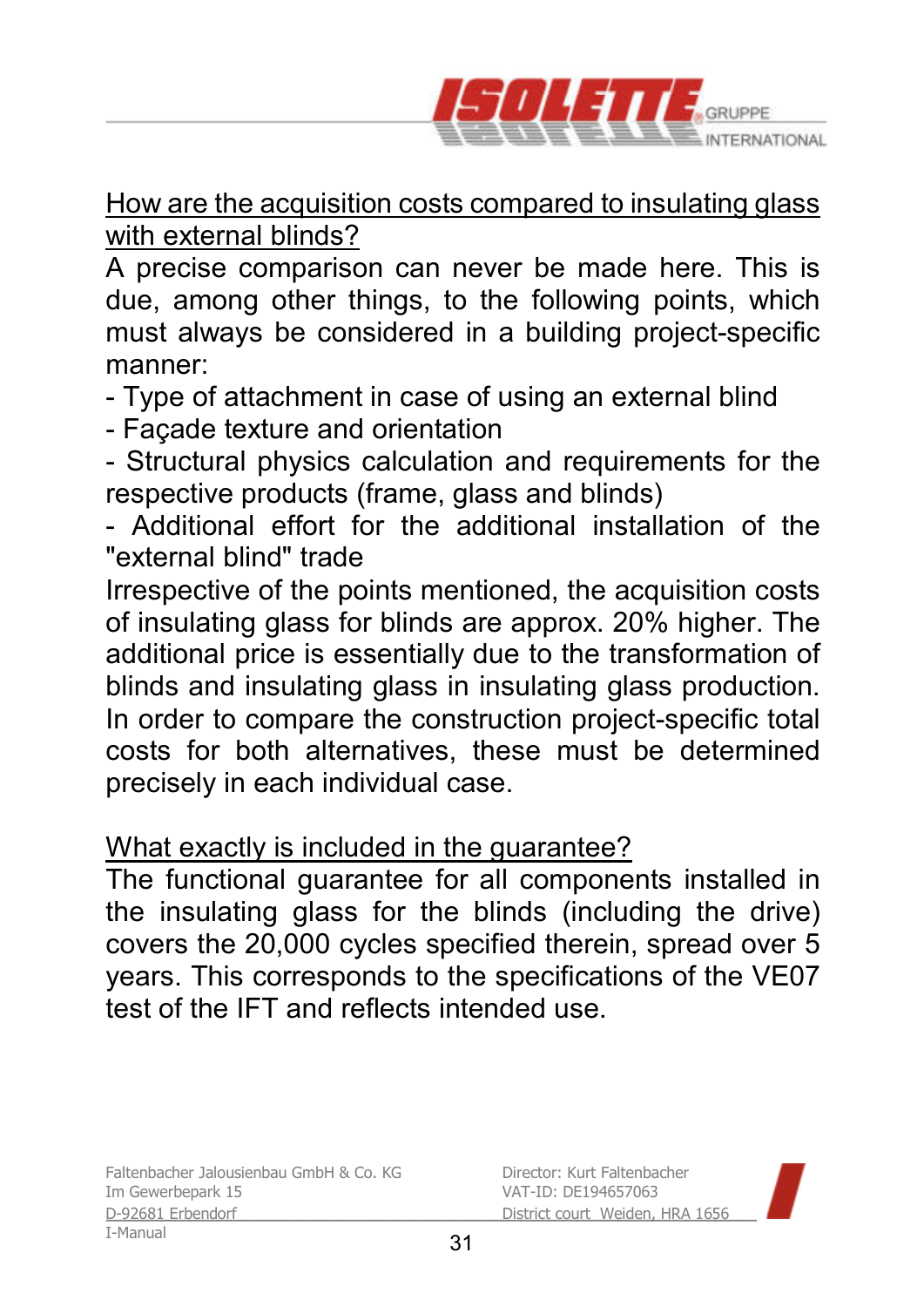How are the acquisition costs compared to insulating glass with external blinds?

A precise comparison can never be made here. This is due, among other things, to the following points, which must always be considered in a building project-specific manner:

- Type of attachment in case of using an external blind
- Façade texture and orientation
- Structural physics calculation and requirements for the respective products (frame, glass and blinds)
- Additional effort for the additional installation of the "external blind" trade

Irrespective of the points mentioned, the acquisition costs of insulating glass for blinds are approx. 20% higher. The additional price is essentially due to the transformation of blinds and insulating glass in insulating glass production. In order to compare the construction project-specific total costs for both alternatives, these must be determined precisely in each individual case.

What exactly is included in the guarantee?

The functional guarantee for all components installed in the insulating glass for the blinds (including the drive) covers the 20,000 cycles specified therein, spread over 5 years. This corresponds to the specifications of the VE07 test of the IFT and reflects intended use.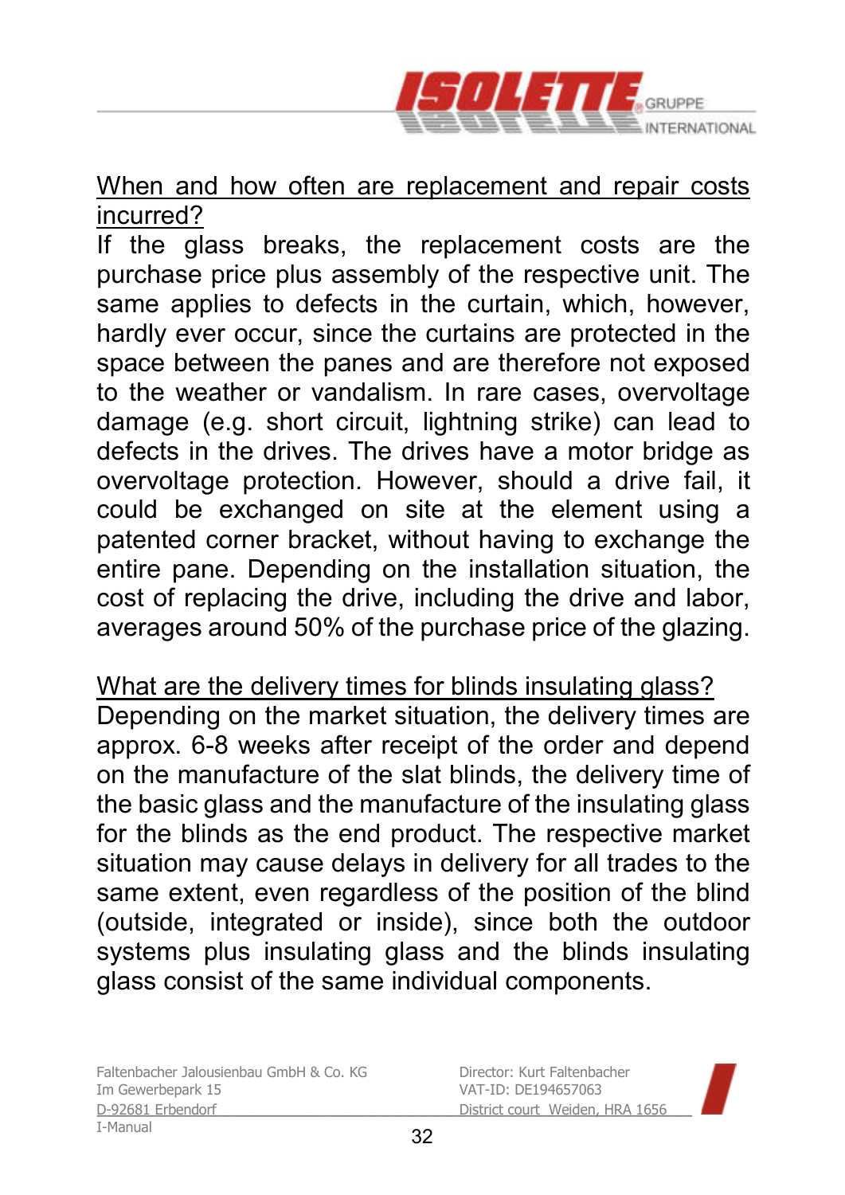## When and how often are replacement and repair costs incurred?

If the glass breaks, the replacement costs are the purchase price plus assembly of the respective unit. The same applies to defects in the curtain, which, however, hardly ever occur, since the curtains are protected in the space between the panes and are therefore not exposed to the weather or vandalism. In rare cases, overvoltage damage (e.g. short circuit, lightning strike) can lead to defects in the drives. The drives have a motor bridge as overvoltage protection. However, should a drive fail, it could be exchanged on site at the element using a patented corner bracket, without having to exchange the entire pane. Depending on the installation situation, the cost of replacing the drive, including the drive and labor, averages around 50% of the purchase price of the glazing.

## What are the delivery times for blinds insulating glass?

Depending on the market situation, the delivery times are approx. 6-8 weeks after receipt of the order and depend on the manufacture of the slat blinds, the delivery time of the basic glass and the manufacture of the insulating glass for the blinds as the end product. The respective market situation may cause delays in delivery for all trades to the same extent, even regardless of the position of the blind (outside, integrated or inside), since both the outdoor systems plus insulating glass and the blinds insulating glass consist of the same individual components.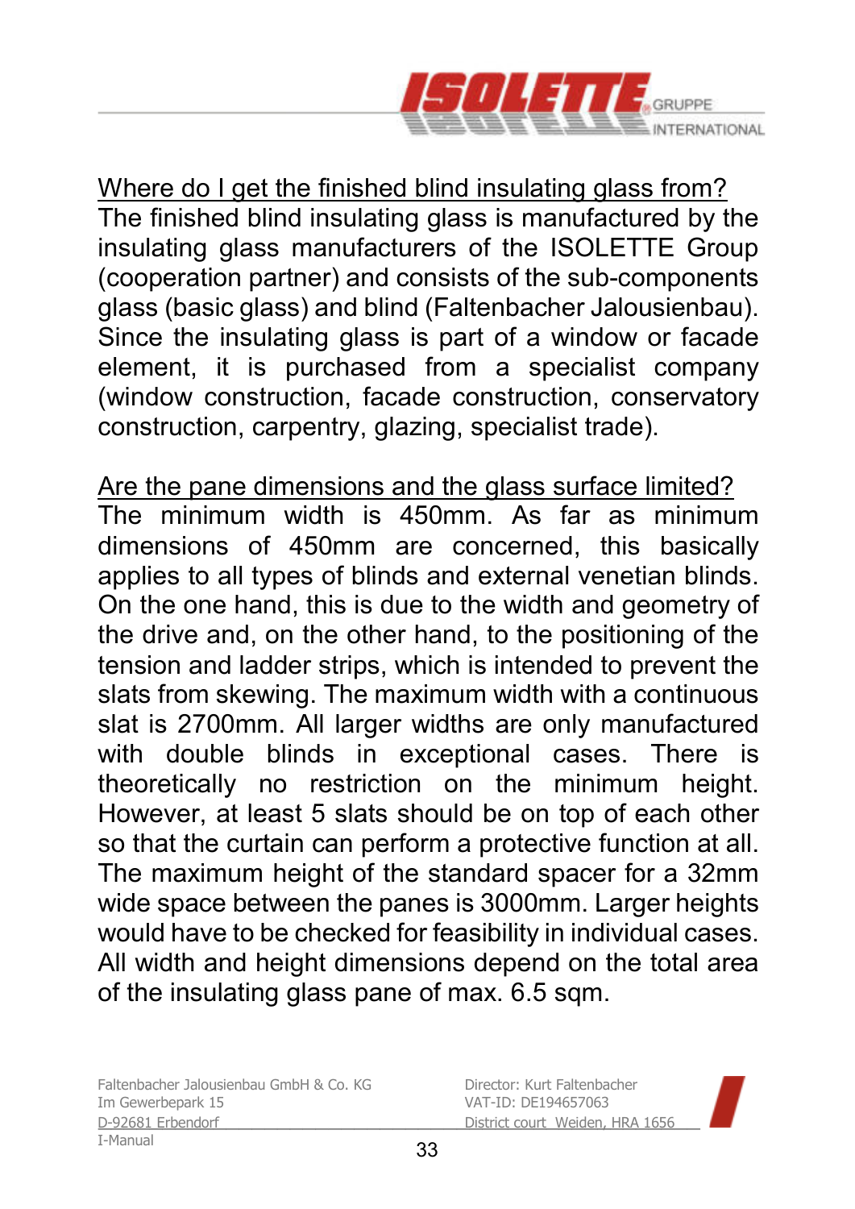## Where do I get the finished blind insulating glass from?

The finished blind insulating glass is manufactured by the insulating glass manufacturers of the ISOLETTE Group (cooperation partner) and consists of the sub-components glass (basic glass) and blind (Faltenbacher Jalousienbau). Since the insulating glass is part of a window or facade element, it is purchased from a specialist company (window construction, facade construction, conservatory construction, carpentry, glazing, specialist trade).

## Are the pane dimensions and the glass surface limited?

The minimum width is 450mm. As far as minimum dimensions of 450mm are concerned, this basically applies to all types of blinds and external venetian blinds. On the one hand, this is due to the width and geometry of the drive and, on the other hand, to the positioning of the tension and ladder strips, which is intended to prevent the slats from skewing. The maximum width with a continuous slat is 2700mm. All larger widths are only manufactured with double blinds in exceptional cases. There is theoretically no restriction on the minimum height. However, at least 5 slats should be on top of each other so that the curtain can perform a protective function at all. The maximum height of the standard spacer for a 32mm wide space between the panes is 3000mm. Larger heights would have to be checked for feasibility in individual cases. All width and height dimensions depend on the total area of the insulating glass pane of max. 6.5 sqm.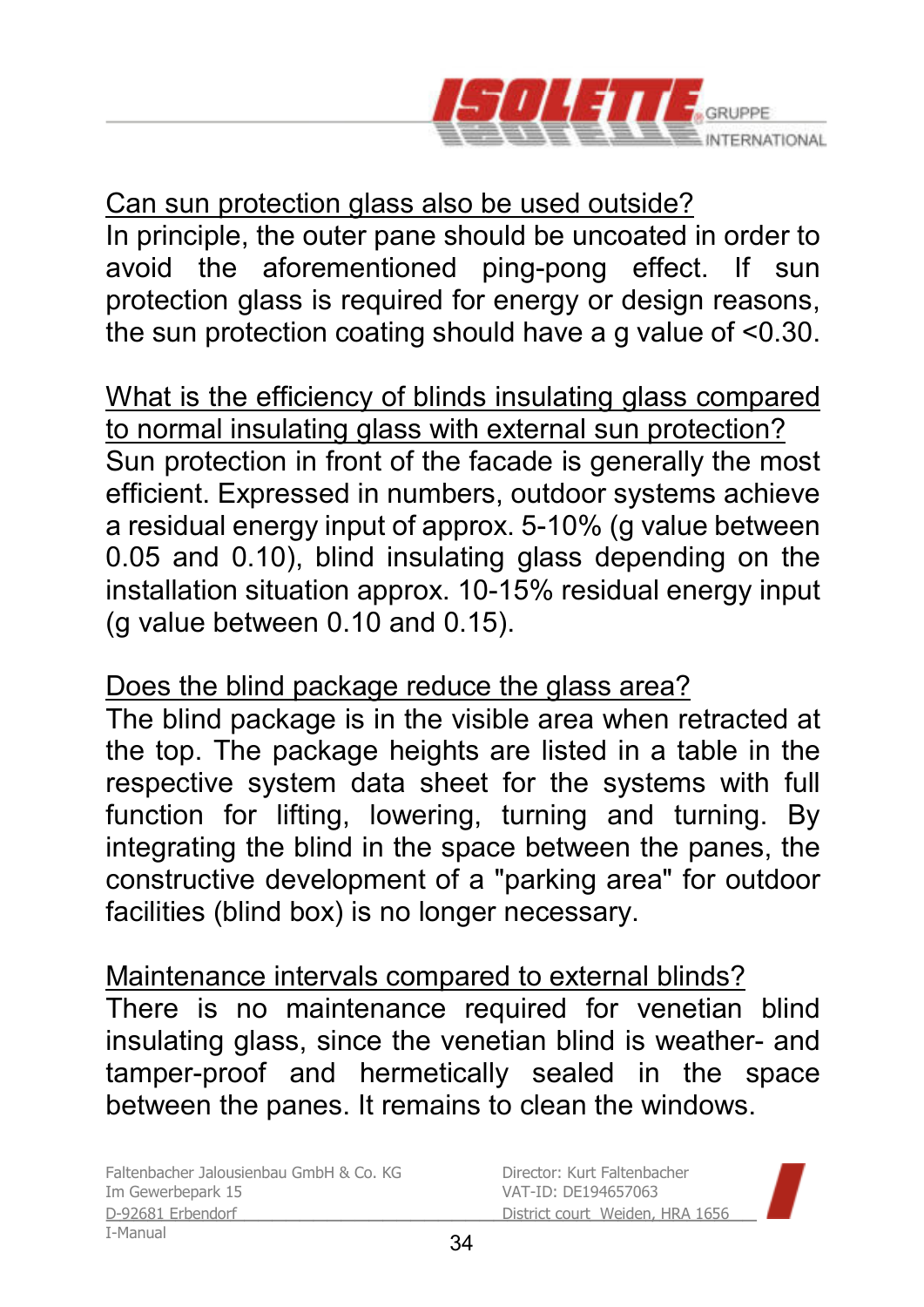## Can sun protection glass also be used outside?

In principle, the outer pane should be uncoated in order to avoid the aforementioned ping-pong effect. If sun protection glass is required for energy or design reasons, the sun protection coating should have a g value of <0.30.

## What is the efficiency of blinds insulating glass compared to normal insulating glass with external sun protection?

Sun protection in front of the facade is generally the most efficient. Expressed in numbers, outdoor systems achieve a residual energy input of approx. 5-10% (g value between 0.05 and 0.10), blind insulating glass depending on the installation situation approx. 10-15% residual energy input (g value between 0.10 and 0.15).

## Does the blind package reduce the glass area?

The blind package is in the visible area when retracted at the top. The package heights are listed in a table in the respective system data sheet for the systems with full function for lifting, lowering, turning and turning. By integrating the blind in the space between the panes, the constructive development of a "parking area" for outdoor facilities (blind box) is no longer necessary.

## Maintenance intervals compared to external blinds?

There is no maintenance required for venetian blind insulating glass, since the venetian blind is weather- and tamper-proof and hermetically sealed in the space between the panes. It remains to clean the windows.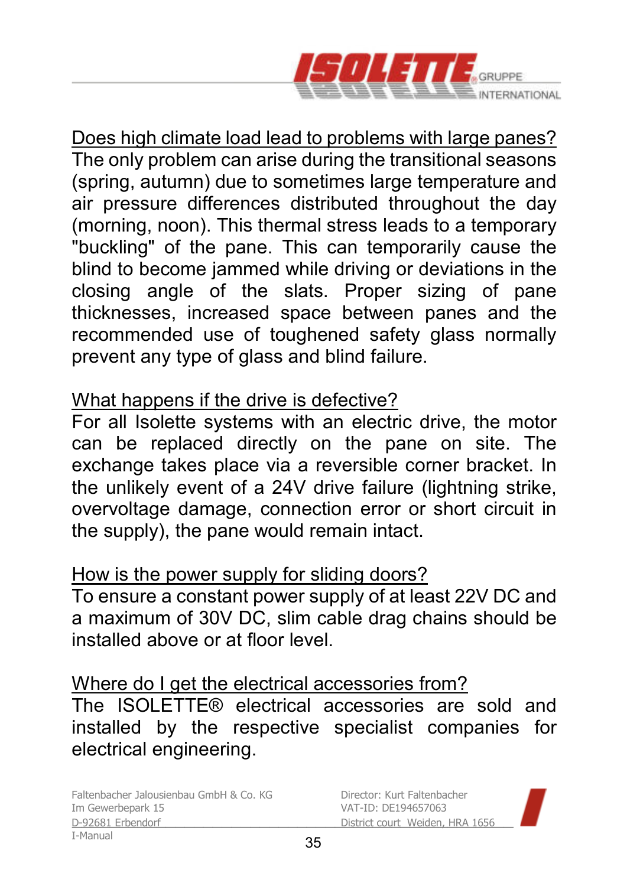## Does high climate load lead to problems with large panes?

The only problem can arise during the transitional seasons (spring, autumn) due to sometimes large temperature and air pressure differences distributed throughout the day (morning, noon). This thermal stress leads to a temporary "buckling" of the pane. This can temporarily cause the blind to become jammed while driving or deviations in the closing angle of the slats. Proper sizing of pane thicknesses, increased space between panes and the recommended use of toughened safety glass normally prevent any type of glass and blind failure.

## What happens if the drive is defective?

For all Isolette systems with an electric drive, the motor can be replaced directly on the pane on site. The exchange takes place via a reversible corner bracket. In the unlikely event of a 24V drive failure (lightning strike, overvoltage damage, connection error or short circuit in the supply), the pane would remain intact.

## How is the power supply for sliding doors?

To ensure a constant power supply of at least 22V DC and a maximum of 30V DC, slim cable drag chains should be installed above or at floor level.

## Where do I get the electrical accessories from?

The ISOLETTE® electrical accessories are sold and installed by the respective specialist companies for electrical engineering.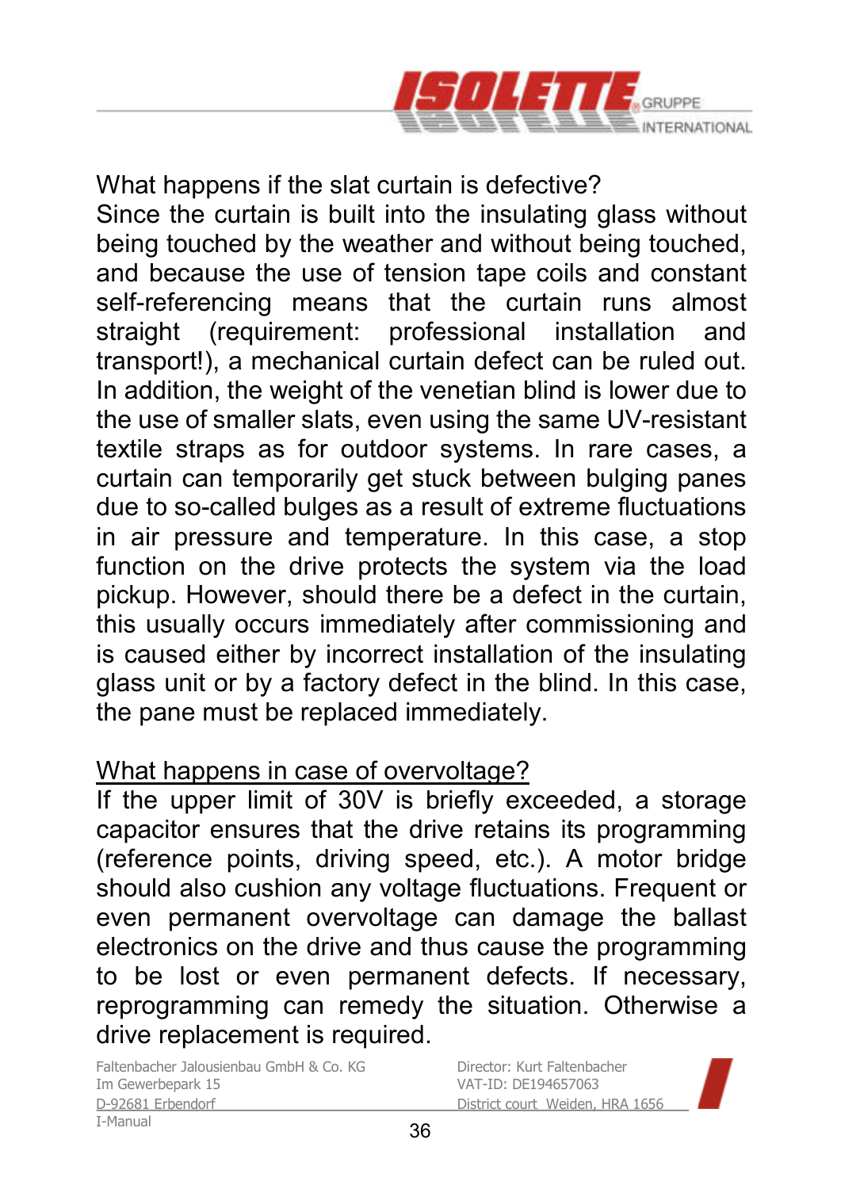What happens if the slat curtain is defective?

Since the curtain is built into the insulating glass without being touched by the weather and without being touched, and because the use of tension tape coils and constant self-referencing means that the curtain runs almost straight (requirement: professional installation and transport!), a mechanical curtain defect can be ruled out. In addition, the weight of the venetian blind is lower due to the use of smaller slats, even using the same UV-resistant textile straps as for outdoor systems. In rare cases, a curtain can temporarily get stuck between bulging panes due to so-called bulges as a result of extreme fluctuations in air pressure and temperature. In this case, a stop function on the drive protects the system via the load pickup. However, should there be a defect in the curtain, this usually occurs immediately after commissioning and is caused either by incorrect installation of the insulating glass unit or by a factory defect in the blind. In this case, the pane must be replaced immediately.

<u>What happens in case of overvoltage?</u>

If the upper limit of 30V is briefly exceeded, a storage capacitor ensures that the drive retains its programming (reference points, driving speed, etc.). A motor bridge should also cushion any voltage fluctuations. Frequent or even permanent overvoltage can damage the ballast electronics on the drive and thus cause the programming to be lost or even permanent defects. If necessary, reprogramming can remedy the situation. Otherwise a drive replacement is required.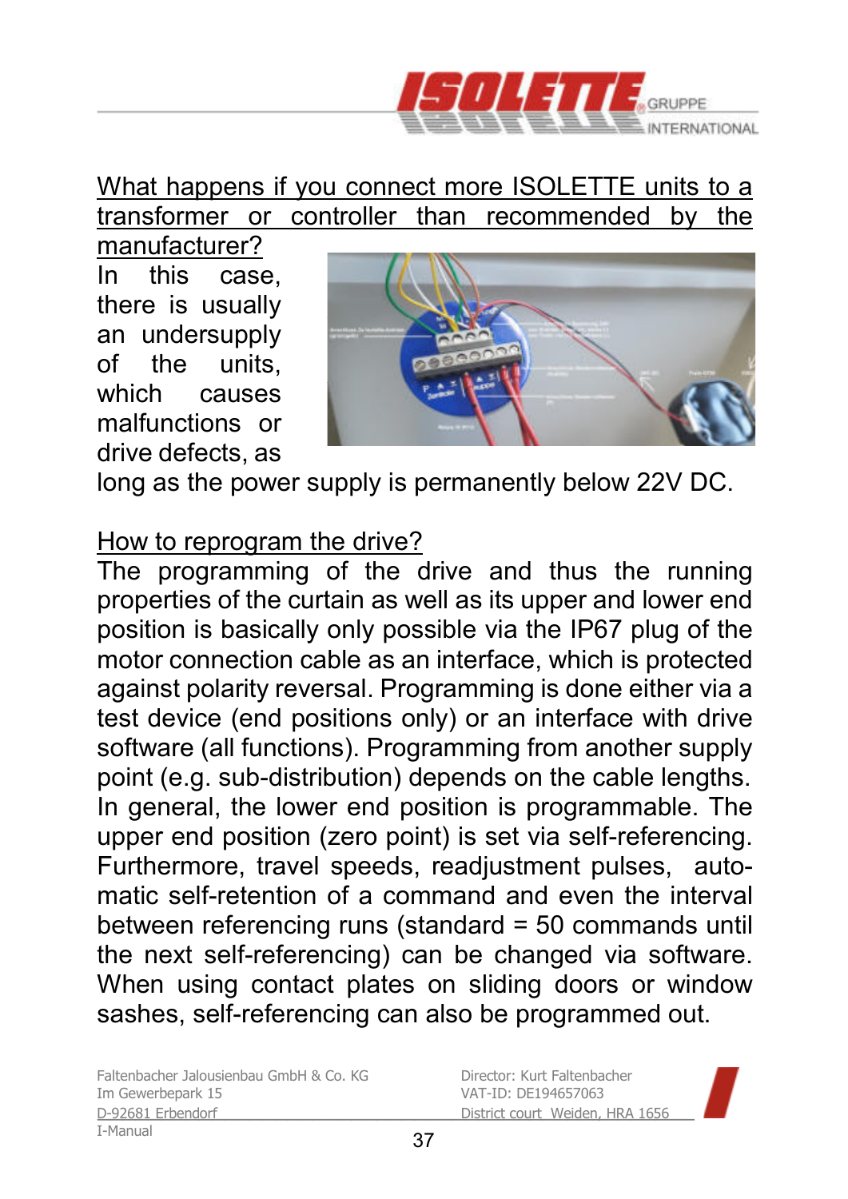What happens if you connect more ISOLETTE units to a transformer or controller than recommended by the manufacturer?

In this case, there is usually an undersupply of the units, which causes malfunctions or drive defects, as long as the power supply is permanently below 22V DC.

How to reprogram the drive?

The programming of the drive and thus the running properties of the curtain as well as its upper and lower end position is basically only possible via the IP67 plug of the motor connection cable as an interface, which is protected against polarity reversal. Programming is done either via a test device (end positions only) or an interface with drive software (all functions). Programming from another supply point (e.g. sub-distribution) depends on the cable lengths. In general, the lower end position is programmable. The upper end position (zero point) is set via self-referencing. Furthermore, travel speeds, readjustment pulses, automatic self-retention of a command and even the interval between referencing runs (standard = 50 commands until the next self-referencing) can be changed via software. When using contact plates on sliding doors or window sashes, self-referencing can also be programmed out.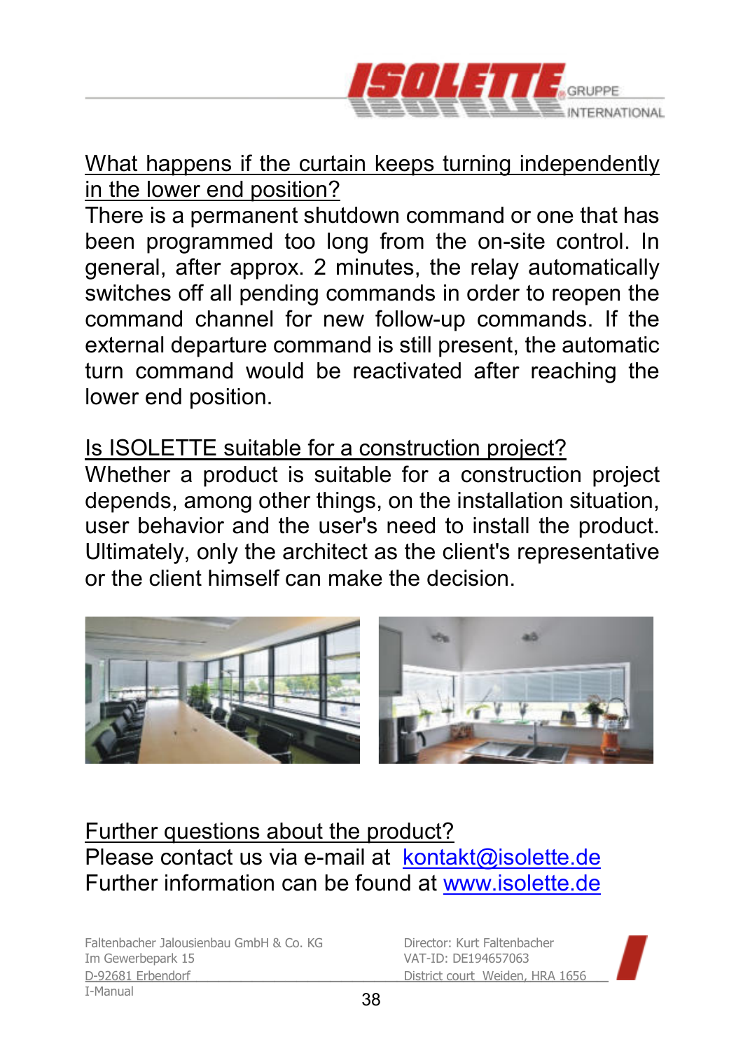## What happens if the curtain keeps turning independently in the lower end position?

There is a permanent shutdown command or one that has been programmed too long from the on-site control. In general, after approx. 2 minutes, the relay automatically switches off all pending commands in order to reopen the command channel for new follow-up commands. If the external departure command is still present, the automatic turn command would be reactivated after reaching the lower end position.

## Is ISOLETTE suitable for a construction project?

Whether a product is suitable for a construction project depends, among other things, on the installation situation, user behavior and the user's need to install the product. Ultimately, only the architect as the client's representative or the client himself can make the decision.

## Further questions about the product?

Please contact us via e-mail at kontakt@isolette.de
Further information can be found at www.isolette.de

Faltenbacher Jalousienbau GmbH & Co. KG
Im Gewerbepark 15
D-92681 Erbendorf

Director: Kurt Faltenbacher
VAT-ID: DE194657063
District court Weiden, HRA 1656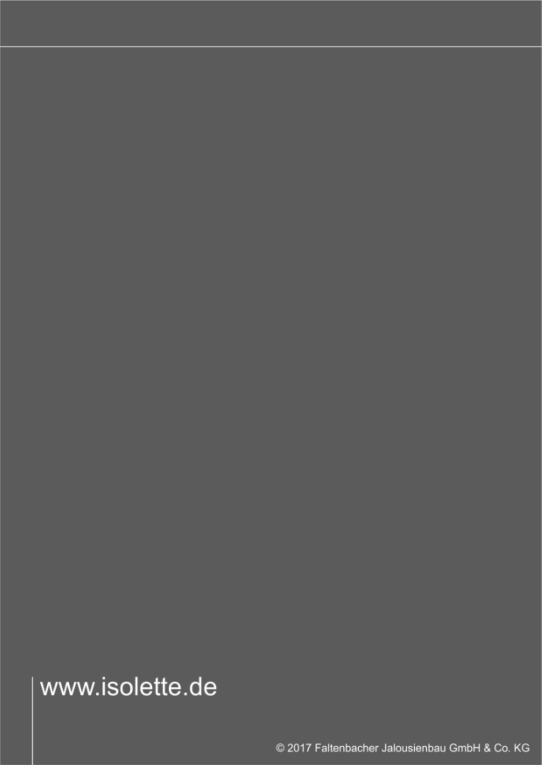www.isolette.de

© 2017 Faltenbacher Jalousienbau GmbH & Co. KG